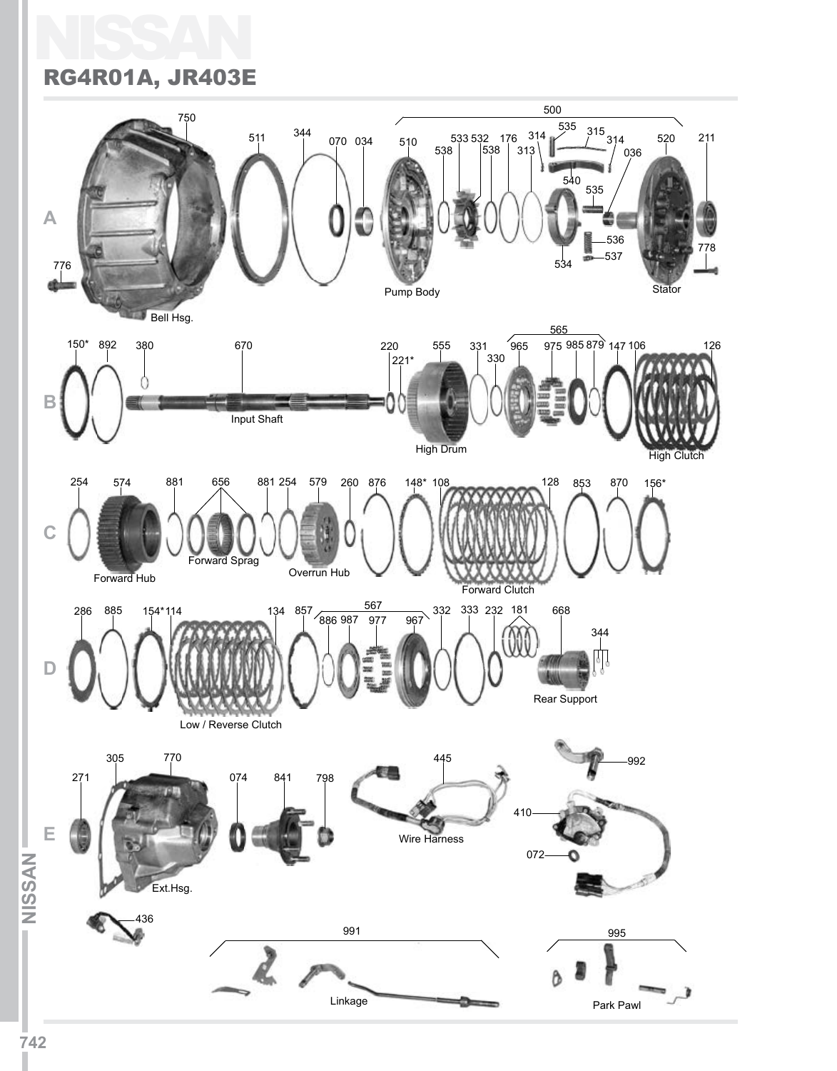# NISSAN

## RG4R01A, JR403E

**A**

750, 511, 344, 070, 034, 510, 500, 533, 532, 538, 538, 176, 314, 313, 535, 315, 314, 036, 540, 535, 520, 211, 536, 537, 534, 778, 776

Bell Hsg.

Pump Body

Stator

**B**

150*, 892, 380, 670, 220, 221*, 555, 331, 330, 565, 965, 975, 985, 879, 147, 106, 126

Input Shaft

High Drum

High Clutch

**C**

254, 574, 881, 656, 881, 254, 579, 260, 876, 148*, 108, 128, 853, 870, 156*

Forward Hub

Forward Sprag

Overrun Hub

Forward Clutch

**D**

286, 885, 154*, 114, 134, 857, 567, 886, 987, 977, 967, 332, 333, 232, 181, 668, 344

Low / Reverse Clutch

Rear Support

**E**

271, 305, 770, 074, 841, 798, 445, 992, 410, 072, 436

Ext.Hsg.

Wire Harness

991

Linkage

995

Park Pawl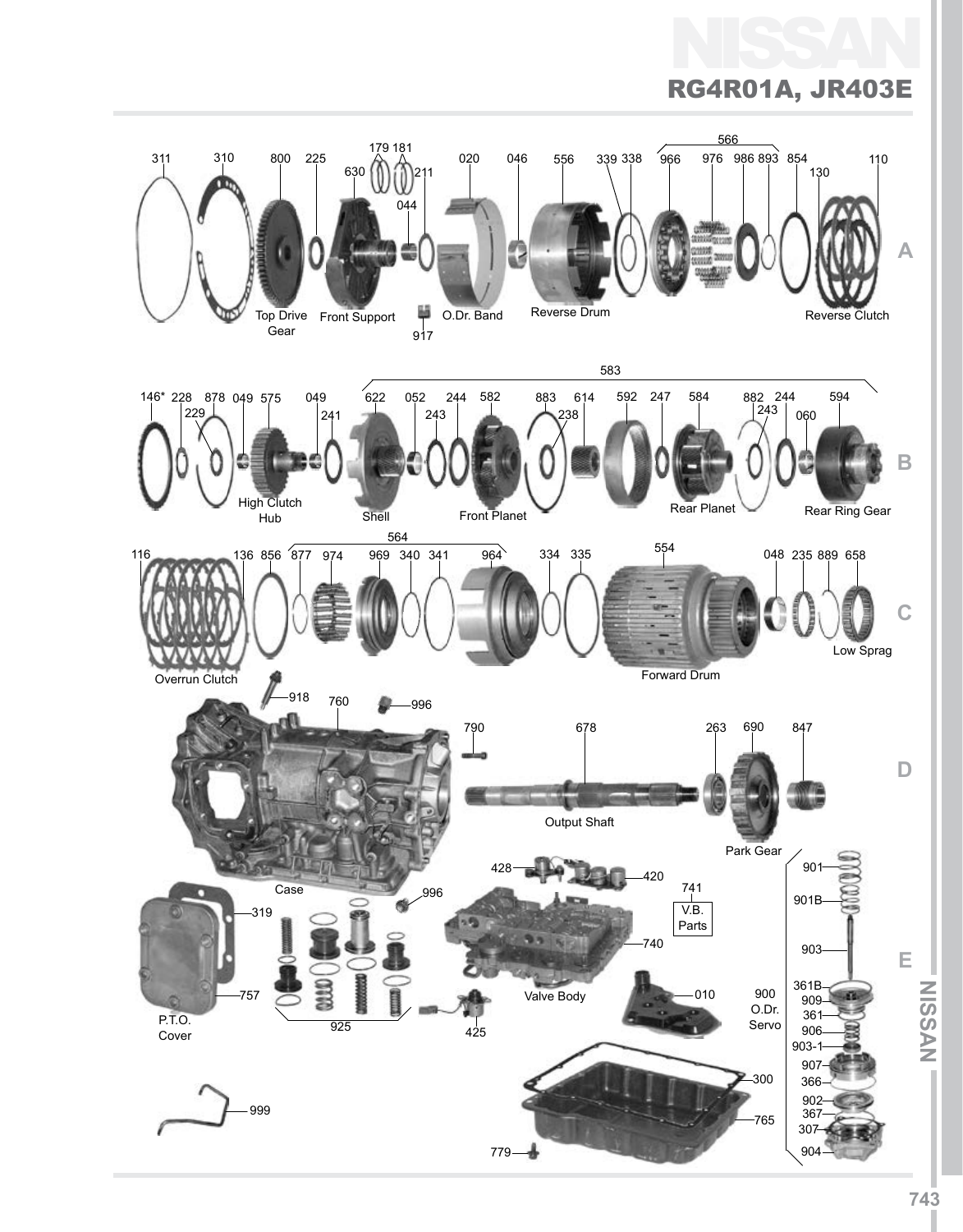# NISSAN

## RG4R01A, JR403E

**A**

311 · 310 · 800 Top Drive Gear · 225 · 630 Front Support · 179 · 181 · 044 · 211 · 917 · 020 O.Dr. Band · 046 · 556 Reverse Drum · 339 · 338 · 566 (966 · 976 · 986 · 893) · 854 · 130 · 110 Reverse Clutch

**B**

146* · 228 · 229 · 878 · 049 · 575 High Clutch Hub · 049 · 241 · 583 (622 Shell · 052 · 243 · 244 · 582 Front Planet · 883 · 238 · 614 · 592 · 247 · 584 Rear Planet · 882 · 243 · 244 · 060 · 594 Rear Ring Gear)

**C**

116 Overrun Clutch · 136 · 856 · 564 (877 · 974 · 969 · 340 · 341 · 964) · 334 · 335 · 554 Forward Drum · 048 · 235 · 889 · 658 Low Sprag

**D**

918 · 760 Case · 996 · 790 · 678 Output Shaft · 263 · 690 Park Gear · 847

**E**

319 · 757 P.T.O. Cover · 996 · 925 · 425 · 428 · 420 · 740 Valve Body · 741 V.B. Parts · 010 · 900 O.Dr. Servo (901 · 901B · 903 · 361B · 909 · 361 · 906 · 903-1 · 907 · 366 · 902 · 367 · 307 · 904) · 300 · 765 · 779 · 999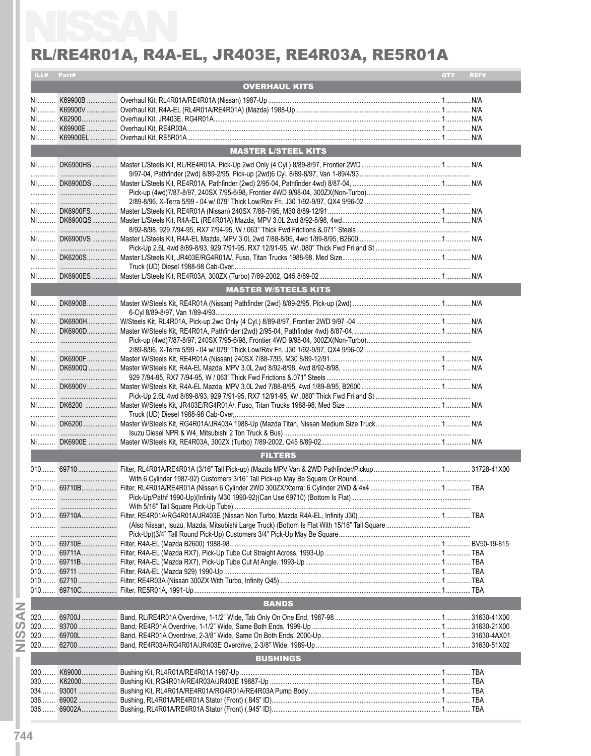# NISSAN

## RL/RE4R01A, R4A-EL, JR403E, RE4R03A, RE5R01A

| ILL# | Part# | Description | QTY | REF# |
|---|---|---|---|---|
| | | **OVERHAUL KITS** | | |
| NI | K69900B | Overhaul Kit, RL4R01A/RE4R01A (Nissan) 1987-Up | 1 | N/A |
| NI | K69900V | Overhaul Kit, R4A-EL (RL4R01A/RE4R01A) (Mazda) 1988-Up | 1 | N/A |
| NI | K62900 | Overhaul Kit, JR403E, RG4R01A | 1 | N/A |
| NI | K69900E | Overhaul Kit, RE4R03A | 1 | N/A |
| NI | K69900EL | Overhaul Kit, RE5R01A | 1 | N/A |
| | | **MASTER L/STEEL KITS** | | |
| NI | DK6900HS | Master L/Steels Kit, RL/RE4R01A, Pick-Up 2wd Only (4 Cyl.) 8/89-8/97, Frontier 2WD 9/97-04, Pathfinder (2wd) 8/89-2/95, Pick-up (2wd)6 Cyl. 8/89-8/97, Van 1-89/4/93 | 1 | N/A |
| NI | DK6900DS | Master L/Steels Kit, RE4R01A, Pathfinder (2wd) 2/95-04, Pathfinder 4wd) 8/87-04, Pick-up (4wd)7/87-8/97, 240SX 7/95-6/98, Frontier 4WD 9/98-04, 300ZX(Non-Turbo) 2/89-8/96, X-Terra 5/99 - 04 w/.079" Thick Low/Rev Fri, J30 1/92-9/97, QX4 9/96-02 | 1 | N/A |
| NI | DK6900FS | Master L/Steels Kit, RE4R01A (Nissan) 240SX 7/88-7/95, M30 8/89-12/91 | 1 | N/A |
| NI | DK6900QS | Master L/Steels Kit, R4A-EL (RE4R01A) Mazda, MPV 3.0L 2wd 8/92-8/98, 4wd 8/92-8/98, 8/92-8/98, 929 7/94-95, RX7 7/94-95, W /.063" Thick Fwd Frictions &.071" Steels | 1 | N/A |
| NI | DK6900VS | Master L/Steels Kit, R4A-EL Mazda, MPV 3.0L 2wd 7/88-8/95, 4wd 1/89-8/95, B2600 Pick-Up 2.6L 4wd 8/89-8/93, 929 7/91-95, RX7 12/91-95, W/ .080" Thick Fwd Fri and St | 1 | N/A |
| NI | DK6200S | Master L/Steels Kit, JR403E/RG4R01A/, Fuso, Titan Trucks 1988-98, Med Size Truck (UD) Diesel 1988-98 Cab-Over, | 1 | N/A |
| NI | DK6900ES | Master L/Steels Kit, RE4R03A, 300ZX (Turbo) 7/89-2002, Q45 8/89-02 | 1 | N/A |
| | | **MASTER W/STEELS KITS** | | |
| NI | DK6900B | Master W/Steels Kit, RE4R01A (Nissan) Pathfinder (2wd) 8/89-2/95, Pick-up (2wd) 6-Cyl 8/89-8/97, Van 1/89-4/93 | 1 | N/A |
| NI | DK6900H | W/Steels Kit, RL4R01A, Pick-up 2wd Only (4 Cyl.) 8/89-8/97, Frontier 2WD 9/97 -04 | 1 | N/A |
| NI | DK6900D | Master W/Steels Kit, RE4R01A, Pathfinder (2wd) 2/95-04, Pathfinder 4wd) 8/87-04, Pick-up (4wd)7/87-8/97, 240SX 7/95-6/98, Frontier 4WD 9/98-04, 300ZX(Non-Turbo) 2/89-8/96, X-Terra 5/99 - 04 w/.079" Thick Low/Rev Fri, J30 1/92-9/97, QX4 9/96-02 | 1 | N/A |
| NI | DK6900F | Master W/Steels Kit, RE4R01A (Nissan) 240SX 7/88-7/95, M30 8/89-12/91 | 1 | N/A |
| NI | DK6900Q | Master W/Steels Kit, R4A-EL Mazda, MPV 3.0L 2wd 8/92-8/98, 4wd 8/92-8/98, 929 7/94-95, RX7 7/94-95, W /.063" Thick Fwd Frictions &.071" Steels | 1 | N/A |
| NI | DK6900V | Master W/Steels Kit, R4A-EL Mazda, MPV 3.0L 2wd 7/88-8/95, 4wd 1/89-8/95, B2600 Pick-Up 2.6L 4wd 8/89-8/93, 929 7/91-95, RX7 12/91-95, W/ .080" Thick Fwd Fri and St | 1 | N/A |
| NI | DK6200 | Master W/Steels Kit, JR403E/RG4R01A/, Fuso, Titan Trucks 1988-98, Med Size Truck (UD) Diesel 1988-98 Cab-Over, | 1 | N/A |
| NI | DK6200 | Master W/Steels Kit, RG4R01A/JR403A 1988-Up (Mazda Titan, Nissan Medium Size Truck, Isuzu Diesel NPR & W4, Mitsubishi 2 Ton Truck & Bus) | 1 | N/A |
| NI | DK6900E | Master W/Steels Kit, RE4R03A, 300ZX (Turbo) 7/89-2002, Q45 8/89-02 | 1 | N/A |
| | | **FILTERS** | | |
| 010 | 69710 | Filter, RL4R01A/RE4R01A (3/16" Tall Pick-up) (Mazda MPV Van & 2WD Pathfinder/Pickup With 6 Cylinder 1987-92) Customers 3/16" Tall Pick-up May Be Square Or Round | 1 | 31728-41X00 |
| 010 | 69710B | Filter, RL4R01A/RE4R01A (Nissan 6 Cylinder 2WD 300ZX/Xterra: 6 Cylinder 2WD & 4x4 Pick-Up/Pathf 1990-Up)(Infinity M30 1990-92)(Can Use 69710) (Bottom Is Flat) With 5/16" Tall Square Pick-Up Tube) | 1 | TBA |
| 010 | 69710A | Filter, RE4R01A/RG4R01A/JR403E (Nissan Non Turbo, Mazda R4A-EL, Infinity J30) (Also Nissan, Isuzu, Mazda, Mitsubishi Large Truck) (Bottom Is Flat With 15/16" Tall Square Pick-Up)(3/4" Tall Round Pick-Up) Customers 3/4" Pick-Up May Be Square | 1 | TBA |
| 010 | 69710E | Filter, R4A-EL (Mazda B2600) 1988-98 | 1 | BV50-19-815 |
| 010 | 69711A | Filter, R4A-EL (Mazda RX7), Pick-Up Tube Cut Straight Across, 1993-Up | 1 | TBA |
| 010 | 69711B | Filter, R4A-EL (Mazda RX7), Pick-Up Tube Cut At Angle, 1993-Up | 1 | TBA |
| 010 | 69711 | Filter, R4A-EL (Mazda 929) 1990-Up | 1 | TBA |
| 010 | 62710 | Filter, RE4R03A (Nissan 300ZX With Turbo, Infinity Q45) | 1 | TBA |
| 010 | 69710C | Filter, RE5R01A, 1991-Up | 1 | TBA |
| | | **BANDS** | | |
| 020 | 69700J | Band, RL/RE4R01A Overdrive, 1-1/2" Wide, Tab Only On One End, 1987-98 | 1 | 31630-41X00 |
| 020 | 93700 | Band, RE4R01A Overdrive, 1-1/2" Wide, Same Both Ends, 1999-Up | 1 | 31630-21X00 |
| 020 | 69700L | Band, RE4R01A Overdrive, 2-3/8" Wide, Same On Both Ends, 2000-Up | 1 | 31630-4AX01 |
| 020 | 62700 | Band, RE4R03A/RG4R01A/JR403E Overdrive, 2-3/8" Wide, 1989-Up | 1 | 31630-51X02 |
| | | **BUSHINGS** | | |
| 030 | K69000 | Bushing Kit, RL4R01A/RE4R01A 1987-Up | 1 | TBA |
| 030 | K62000 | Bushing Kit, RG4R01A/RE4R03A/JR403E 19887-Up | 1 | TBA |
| 034 | 93001 | Bushing, RL4R01A/RE4R01A/RG4R01A/RE4R03A Pump Body | 1 | TBA |
| 036 | 69002 | Bushing, RL4R01A/RE4R01A Stator (Front) (.845" ID) | 1 | TBA |
| 036 | 69002A | Bushing, RL4R01A/RE4R01A Stator (Front) (.945" ID) | 1 | TBA |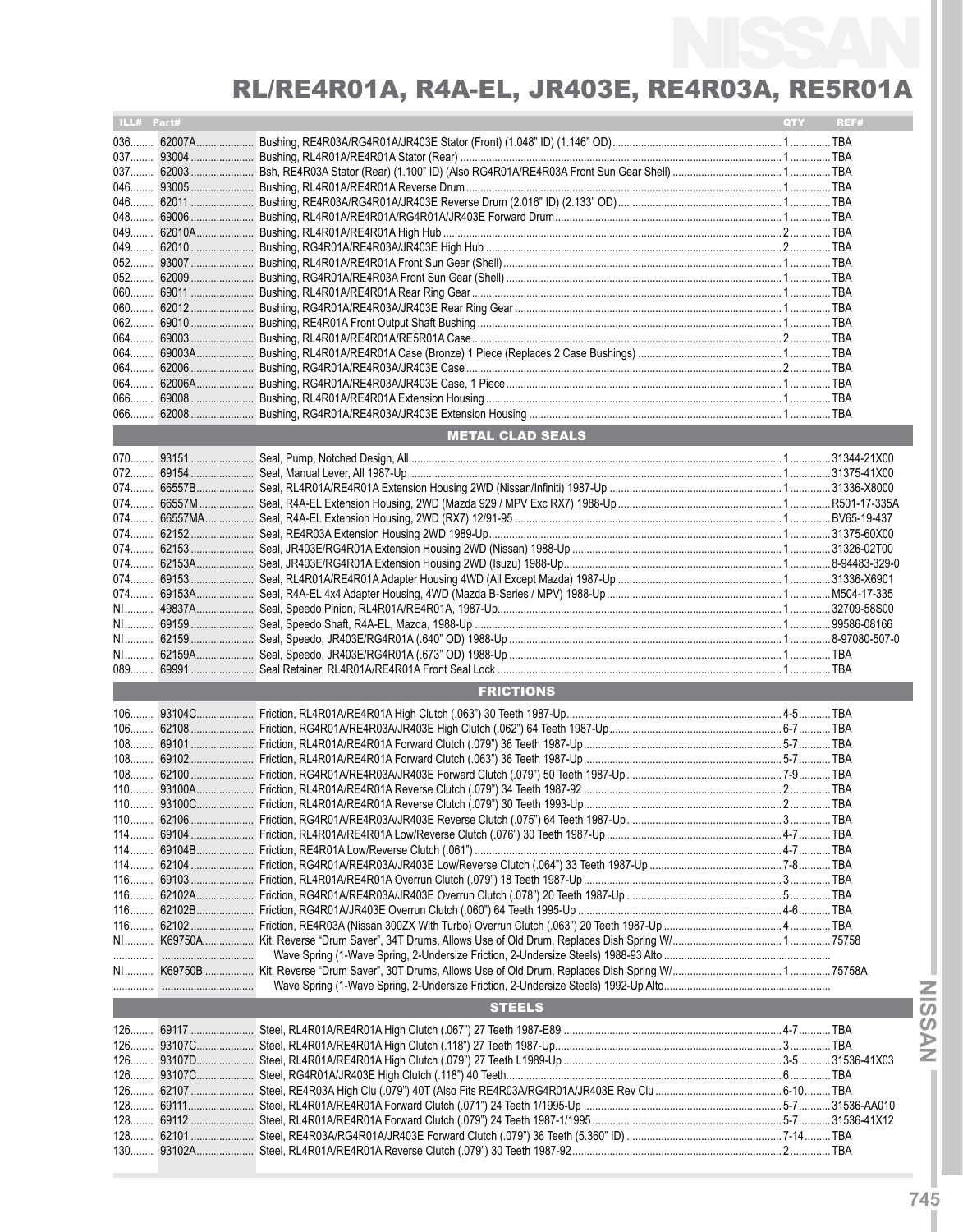# RL/RE4R01A, R4A-EL, JR403E, RE4R03A, RE5R01A

| ILL# | Part# | | QTY | REF# |
|---|---|---|---|---|
| 036 | 62007A | Bushing, RE4R03A/RG4R01A/JR403E Stator (Front) (1.048" ID) (1.146" OD) | 1 | TBA |
| 037 | 93004 | Bushing, RL4R01A/RE4R01A Stator (Rear) | 1 | TBA |
| 037 | 62003 | Bsh, RE4R03A Stator (Rear) (1.100" ID) (Also RG4R01A/RE4R03A Front Sun Gear Shell) | 1 | TBA |
| 046 | 93005 | Bushing, RL4R01A/RE4R01A Reverse Drum | 1 | TBA |
| 046 | 62011 | Bushing, RE4R03A/RG4R01A/JR403E Reverse Drum (2.016" ID) (2.133" OD) | 1 | TBA |
| 048 | 69006 | Bushing, RL4R01A/RE4R01A/RG4R01A/JR403E Forward Drum | 1 | TBA |
| 049 | 62010A | Bushing, RL4R01A/RE4R01A High Hub | 2 | TBA |
| 049 | 62010 | Bushing, RG4R01A/RE4R03A/JR403E High Hub | 2 | TBA |
| 052 | 93007 | Bushing, RL4R01A/RE4R01A Front Sun Gear (Shell) | 1 | TBA |
| 052 | 62009 | Bushing, RG4R01A/RE4R03A Front Sun Gear (Shell) | 1 | TBA |
| 060 | 69011 | Bushing, RL4R01A/RE4R01A Rear Ring Gear | 1 | TBA |
| 060 | 62012 | Bushing, RG4R01A/RE4R03A/JR403E Rear Ring Gear | 1 | TBA |
| 062 | 69010 | Bushing, RE4R01A Front Output Shaft Bushing | 1 | TBA |
| 064 | 69003 | Bushing, RL4R01A/RE4R01A/RE5R01A Case | 2 | TBA |
| 064 | 69003A | Bushing, RL4R01A/RE4R01A Case (Bronze) 1 Piece (Replaces 2 Case Bushings) | 1 | TBA |
| 064 | 62006 | Bushing, RG4R01A/RE4R03A/JR403E Case | 2 | TBA |
| 064 | 62006A | Bushing, RG4R01A/RE4R03A/JR403E Case, 1 Piece | 1 | TBA |
| 066 | 69008 | Bushing, RL4R01A/RE4R01A Extension Housing | 1 | TBA |
| 066 | 62008 | Bushing, RG4R01A/RE4R03A/JR403E Extension Housing | 1 | TBA |
| | | **METAL CLAD SEALS** | | |
| 070 | 93151 | Seal, Pump, Notched Design, All | 1 | 31344-21X00 |
| 072 | 69154 | Seal, Manual Lever, All 1987-Up | 1 | 31375-41X00 |
| 074 | 66557B | Seal, RL4R01A/RE4R01A Extension Housing 2WD (Nissan/Infiniti) 1987-Up | 1 | 31336-X8000 |
| 074 | 66557M | Seal, R4A-EL Extension Housing, 2WD (Mazda 929 / MPV Exc RX7) 1988-Up | 1 | R501-17-335A |
| 074 | 66557MA | Seal, R4A-EL Extension Housing, 2WD (RX7) 12/91-95 | 1 | BV65-19-437 |
| 074 | 62152 | Seal, RE4R03A Extension Housing 2WD 1989-Up | 1 | 31375-60X00 |
| 074 | 62153 | Seal, JR403E/RG4R01A Extension Housing 2WD (Nissan) 1988-Up | 1 | 31326-02T00 |
| 074 | 62153A | Seal, JR403E/RG4R01A Extension Housing 2WD (Isuzu) 1988-Up | 1 | 8-94483-329-0 |
| 074 | 69153 | Seal, RL4R01A/RE4R01A Adapter Housing 4WD (All Except Mazda) 1987-Up | 1 | 31336-X6901 |
| 074 | 69153A | Seal, R4A-EL 4x4 Adapter Housing, 4WD (Mazda B-Series / MPV) 1988-Up | 1 | M504-17-335 |
| NI | 49837A | Seal, Speedo Pinion, RL4R01A/RE4R01A, 1987-Up | 1 | 32709-58S00 |
| NI | 69159 | Seal, Speedo Shaft, R4A-EL, Mazda, 1988-Up | 1 | 99586-08166 |
| NI | 62159 | Seal, Speedo, JR403E/RG4R01A (.640" OD) 1988-Up | 1 | 8-97080-507-0 |
| NI | 62159A | Seal, Speedo, JR403E/RG4R01A (.673" OD) 1988-Up | 1 | TBA |
| 089 | 69991 | Seal Retainer, RL4R01A/RE4R01A Front Seal Lock | 1 | TBA |
| | | **FRICTIONS** | | |
| 106 | 93104C | Friction, RL4R01A/RE4R01A High Clutch (.063") 30 Teeth 1987-Up | 4-5 | TBA |
| 106 | 62108 | Friction, RG4R01A/RE4R03A/JR403E High Clutch (.062") 64 Teeth 1987-Up | 6-7 | TBA |
| 108 | 69101 | Friction, RL4R01A/RE4R01A Forward Clutch (.079") 36 Teeth 1987-Up | 5-7 | TBA |
| 108 | 69102 | Friction, RL4R01A/RE4R01A Forward Clutch (.063") 36 Teeth 1987-Up | 5-7 | TBA |
| 108 | 62100 | Friction, RG4R01A/RE4R03A/JR403E Forward Clutch (.079") 50 Teeth 1987-Up | 7-9 | TBA |
| 110 | 93100A | Friction, RL4R01A/RE4R01A Reverse Clutch (.079") 34 Teeth 1987-92 | 2 | TBA |
| 110 | 93100C | Friction, RL4R01A/RE4R01A Reverse Clutch (.079") 30 Teeth 1993-Up | 2 | TBA |
| 110 | 62106 | Friction, RG4R01A/RE4R03A/JR403E Reverse Clutch (.075") 64 Teeth 1987-Up | 3 | TBA |
| 114 | 69104 | Friction, RL4R01A/RE4R01A Low/Reverse Clutch (.076") 30 Teeth 1987-Up | 4-7 | TBA |
| 114 | 69104B | Friction, RE4R01A Low/Reverse Clutch (.061") | 4-7 | TBA |
| 114 | 62104 | Friction, RG4R01A/RE4R03A/JR403E Low/Reverse Clutch (.064") 33 Teeth 1987-Up | 7-8 | TBA |
| 116 | 69103 | Friction, RL4R01A/RE4R01A Overrun Clutch (.079") 18 Teeth 1987-Up | 3 | TBA |
| 116 | 62102A | Friction, RG4R01A/RE4R03A/JR403E Overrun Clutch (.078") 20 Teeth 1987-Up | 5 | TBA |
| 116 | 62102B | Friction, RG4R01A/JR403E Overrun Clutch (.060") 64 Teeth 1995-Up | 4-6 | TBA |
| 116 | 62102 | Friction, RE4R03A (Nissan 300ZX With Turbo) Overrun Clutch (.063") 20 Teeth 1987-Up | 4 | TBA |
| NI | K69750A | Kit, Reverse "Drum Saver", 34T Drums, Allows Use of Old Drum, Replaces Dish Spring W/ Wave Spring (1-Wave Spring, 2-Undersize Friction, 2-Undersize Steels) 1988-93 Alto | 1 | 75758 |
| NI | K69750B | Kit, Reverse "Drum Saver", 30T Drums, Allows Use of Old Drum, Replaces Dish Spring W/ Wave Spring (1-Wave Spring, 2-Undersize Friction, 2-Undersize Steels) 1992-Up Alto | 1 | 75758A |
| | | **STEELS** | | |
| 126 | 69117 | Steel, RL4R01A/RE4R01A High Clutch (.067") 27 Teeth 1987-E89 | 4-7 | TBA |
| 126 | 93107C | Steel, RL4R01A/RE4R01A High Clutch (.118") 27 Teeth 1987-Up | 3 | TBA |
| 126 | 93107D | Steel, RL4R01A/RE4R01A High Clutch (.079") 27 Teeth L1989-Up | 3-5 | 31536-41X03 |
| 126 | 93107C | Steel, RG4R01A/JR403E High Clutch (.118") 40 Teeth | 6 | TBA |
| 126 | 62107 | Steel, RE4R03A High Clu (.079") 40T (Also Fits RE4R03A/RG4R01A/JR403E Rev Clu | 6-10 | TBA |
| 128 | 69111 | Steel, RL4R01A/RE4R01A Forward Clutch (.071") 24 Teeth 1/1995-Up | 5-7 | 31536-AA010 |
| 128 | 69112 | Steel, RL4R01A/RE4R01A Forward Clutch (.079") 24 Teeth 1987-1/1995 | 5-7 | 31536-41X12 |
| 128 | 62101 | Steel, RE4R03A/RG4R01A/JR403E Forward Clutch (.079") 36 Teeth (5.360" ID) | 7-14 | TBA |
| 130 | 93102A | Steel, RL4R01A/RE4R01A Reverse Clutch (.079") 30 Teeth 1987-92 | 2 | TBA |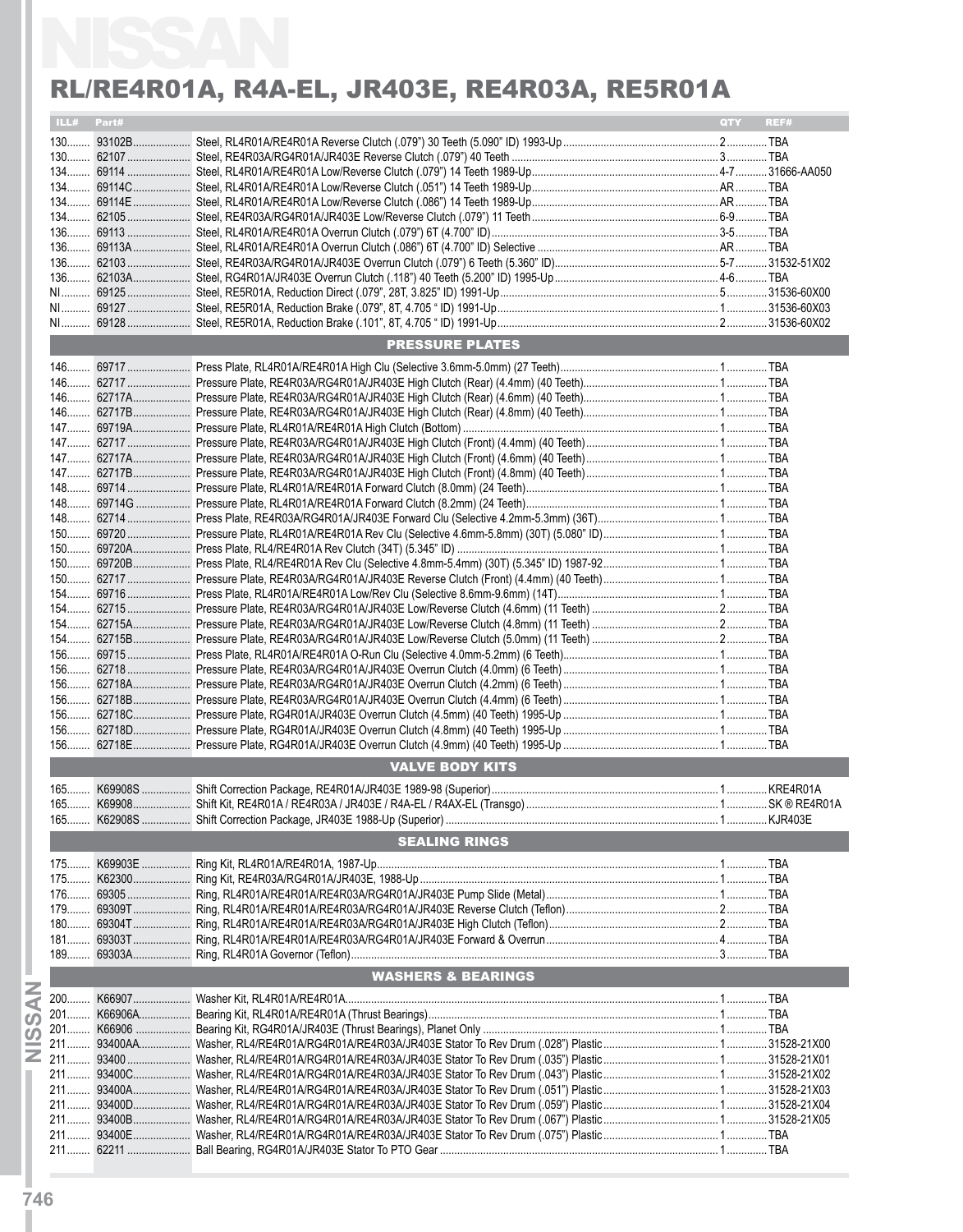# RL/RE4R01A, R4A-EL, JR403E, RE4R03A, RE5R01A

| ILL# | Part# | | QTY | REF# |
|---|---|---|---|---|
| 130 | 93102B | Steel, RL4R01A/RE4R01A Reverse Clutch (.079") 30 Teeth (5.090" ID) 1993-Up | 2 | TBA |
| 130 | 62107 | Steel, RE4R03A/RG4R01A/JR403E Reverse Clutch (.079") 40 Teeth | 3 | TBA |
| 134 | 69114 | Steel, RL4R01A/RE4R01A Low/Reverse Clutch (.079") 14 Teeth 1989-Up | 4-7 | 31666-AA050 |
| 134 | 69114C | Steel, RL4R01A/RE4R01A Low/Reverse Clutch (.051") 14 Teeth 1989-Up | AR | TBA |
| 134 | 69114E | Steel, RL4R01A/RE4R01A Low/Reverse Clutch (.086") 14 Teeth 1989-Up | AR | TBA |
| 134 | 62105 | Steel, RE4R03A/RG4R01A/JR403E Low/Reverse Clutch (.079") 11 Teeth | 6-9 | TBA |
| 136 | 69113 | Steel, RL4R01A/RE4R01A Overrun Clutch (.079") 6T (4.700" ID) | 3-5 | TBA |
| 136 | 69113A | Steel, RL4R01A/RE4R01A Overrun Clutch (.086") 6T (4.700" ID) Selective | AR | TBA |
| 136 | 62103 | Steel, RE4R03A/RG4R01A/JR403E Overrun Clutch (.079") 6 Teeth (5.360" ID) | 5-7 | 31532-51X02 |
| 136 | 62103A | Steel, RG4R01A/JR403E Overrun Clutch (.118") 40 Teeth (5.200" ID) 1995-Up | 4-6 | TBA |
| NI | 69125 | Steel, RE5R01A, Reduction Direct (.079", 28T, 3.825" ID) 1991-Up | 5 | 31536-60X00 |
| NI | 69127 | Steel, RE5R01A, Reduction Brake (.079", 8T, 4.705 " ID) 1991-Up | 1 | 31536-60X03 |
| NI | 69128 | Steel, RE5R01A, Reduction Brake (.101", 8T, 4.705 " ID) 1991-Up | 2 | 31536-60X02 |
| | | **PRESSURE PLATES** | | |
| 146 | 69717 | Press Plate, RL4R01A/RE4R01A High Clu (Selective 3.6mm-5.0mm) (27 Teeth) | 1 | TBA |
| 146 | 62717 | Pressure Plate, RE4R03A/RG4R01A/JR403E High Clutch (Rear) (4.4mm) (40 Teeth) | 1 | TBA |
| 146 | 62717A | Pressure Plate, RE4R03A/RG4R01A/JR403E High Clutch (Rear) (4.6mm) (40 Teeth) | 1 | TBA |
| 146 | 62717B | Pressure Plate, RE4R03A/RG4R01A/JR403E High Clutch (Rear) (4.8mm) (40 Teeth) | 1 | TBA |
| 147 | 69719A | Pressure Plate, RL4R01A/RE4R01A High Clutch (Bottom) | 1 | TBA |
| 147 | 62717 | Pressure Plate, RE4R03A/RG4R01A/JR403E High Clutch (Front) (4.4mm) (40 Teeth) | 1 | TBA |
| 147 | 62717A | Pressure Plate, RE4R03A/RG4R01A/JR403E High Clutch (Front) (4.6mm) (40 Teeth) | 1 | TBA |
| 147 | 62717B | Pressure Plate, RE4R03A/RG4R01A/JR403E High Clutch (Front) (4.8mm) (40 Teeth) | 1 | TBA |
| 148 | 69714 | Pressure Plate, RL4R01A/RE4R01A Forward Clutch (8.0mm) (24 Teeth) | 1 | TBA |
| 148 | 69714G | Pressure Plate, RL4R01A/RE4R01A Forward Clutch (8.2mm) (24 Teeth) | 1 | TBA |
| 148 | 62714 | Press Plate, RE4R03A/RG4R01A/JR403E Forward Clu (Selective 4.2mm-5.3mm) (36T) | 1 | TBA |
| 150 | 69720 | Pressure Plate, RL4R01A/RE4R01A Rev Clu (Selective 4.6mm-5.8mm) (30T) (5.080" ID) | 1 | TBA |
| 150 | 69720A | Press Plate, RL4/RE4R01A Rev Clutch (34T) (5.345" ID) | 1 | TBA |
| 150 | 69720B | Press Plate, RL4/RE4R01A Rev Clu (Selective 4.8mm-5.4mm) (30T) (5.345" ID) 1987-92 | 1 | TBA |
| 150 | 62717 | Pressure Plate, RE4R03A/RG4R01A/JR403E Reverse Clutch (Front) (4.4mm) (40 Teeth) | 1 | TBA |
| 154 | 69716 | Press Plate, RL4R01A/RE4R01A Low/Rev Clu (Selective 8.6mm-9.6mm) (14T) | 1 | TBA |
| 154 | 62715 | Pressure Plate, RE4R03A/RG4R01A/JR403E Low/Reverse Clutch (4.6mm) (11 Teeth) | 2 | TBA |
| 154 | 62715A | Pressure Plate, RE4R03A/RG4R01A/JR403E Low/Reverse Clutch (4.8mm) (11 Teeth) | 2 | TBA |
| 154 | 62715B | Pressure Plate, RE4R03A/RG4R01A/JR403E Low/Reverse Clutch (5.0mm) (11 Teeth) | 2 | TBA |
| 156 | 69715 | Press Plate, RL4R01A/RE4R01A O-Run Clu (Selective 4.0mm-5.2mm) (6 Teeth) | 1 | TBA |
| 156 | 62718 | Pressure Plate, RE4R03A/RG4R01A/JR403E Overrun Clutch (4.0mm) (6 Teeth) | 1 | TBA |
| 156 | 62718A | Pressure Plate, RE4R03A/RG4R01A/JR403E Overrun Clutch (4.2mm) (6 Teeth) | 1 | TBA |
| 156 | 62718B | Pressure Plate, RE4R03A/RG4R01A/JR403E Overrun Clutch (4.4mm) (6 Teeth) | 1 | TBA |
| 156 | 62718C | Pressure Plate, RG4R01A/JR403E Overrun Clutch (4.5mm) (40 Teeth) 1995-Up | 1 | TBA |
| 156 | 62718D | Pressure Plate, RG4R01A/JR403E Overrun Clutch (4.8mm) (40 Teeth) 1995-Up | 1 | TBA |
| 156 | 62718E | Pressure Plate, RG4R01A/JR403E Overrun Clutch (4.9mm) (40 Teeth) 1995-Up | 1 | TBA |
| | | **VALVE BODY KITS** | | |
| 165 | K69908S | Shift Correction Package, RE4R01A/JR403E 1989-98 (Superior) | 1 | KRE4R01A |
| 165 | K69908 | Shift Kit, RE4R01A / RE4R03A / JR403E / R4A-EL / R4AX-EL (Transgo) | 1 | SK ® RE4R01A |
| 165 | K62908S | Shift Correction Package, JR403E 1988-Up (Superior) | 1 | KJR403E |
| | | **SEALING RINGS** | | |
| 175 | K69903E | Ring Kit, RL4R01A/RE4R01A, 1987-Up | 1 | TBA |
| 175 | K62300 | Ring Kit, RE4R03A/RG4R01A/JR403E, 1988-Up | 1 | TBA |
| 176 | 69305 | Ring, RL4R01A/RE4R01A/RE4R03A/RG4R01A/JR403E Pump Slide (Metal) | 1 | TBA |
| 179 | 69309T | Ring, RL4R01A/RE4R01A/RE4R03A/RG4R01A/JR403E Reverse Clutch (Teflon) | 2 | TBA |
| 180 | 69304T | Ring, RL4R01A/RE4R01A/RE4R03A/RG4R01A/JR403E High Clutch (Teflon) | 2 | TBA |
| 181 | 69303T | Ring, RL4R01A/RE4R01A/RE4R03A/RG4R01A/JR403E Forward & Overrun | 4 | TBA |
| 189 | 69303A | Ring, RL4R01A Governor (Teflon) | 3 | TBA |
| | | **WASHERS & BEARINGS** | | |
| 200 | K66907 | Washer Kit, RL4R01A/RE4R01A | 1 | TBA |
| 201 | K66906A | Bearing Kit, RL4R01A/RE4R01A (Thrust Bearings) | 1 | TBA |
| 201 | K66906 | Bearing Kit, RG4R01A/JR403E (Thrust Bearings), Planet Only | 1 | TBA |
| 211 | 93400AA | Washer, RL4/RE4R01A/RG4R01A/RE4R03A/JR403E Stator To Rev Drum (.028") Plastic | 1 | 31528-21X00 |
| 211 | 93400 | Washer, RL4/RE4R01A/RG4R01A/RE4R03A/JR403E Stator To Rev Drum (.035") Plastic | 1 | 31528-21X01 |
| 211 | 93400C | Washer, RL4/RE4R01A/RG4R01A/RE4R03A/JR403E Stator To Rev Drum (.043") Plastic | 1 | 31528-21X02 |
| 211 | 93400A | Washer, RL4/RE4R01A/RG4R01A/RE4R03A/JR403E Stator To Rev Drum (.051") Plastic | 1 | 31528-21X03 |
| 211 | 93400D | Washer, RL4/RE4R01A/RG4R01A/RE4R03A/JR403E Stator To Rev Drum (.059") Plastic | 1 | 31528-21X04 |
| 211 | 93400B | Washer, RL4/RE4R01A/RG4R01A/RE4R03A/JR403E Stator To Rev Drum (.067") Plastic | 1 | 31528-21X05 |
| 211 | 93400E | Washer, RL4/RE4R01A/RG4R01A/RE4R03A/JR403E Stator To Rev Drum (.075") Plastic | 1 | TBA |
| 211 | 62211 | Ball Bearing, RG4R01A/JR403E Stator To PTO Gear | 1 | TBA |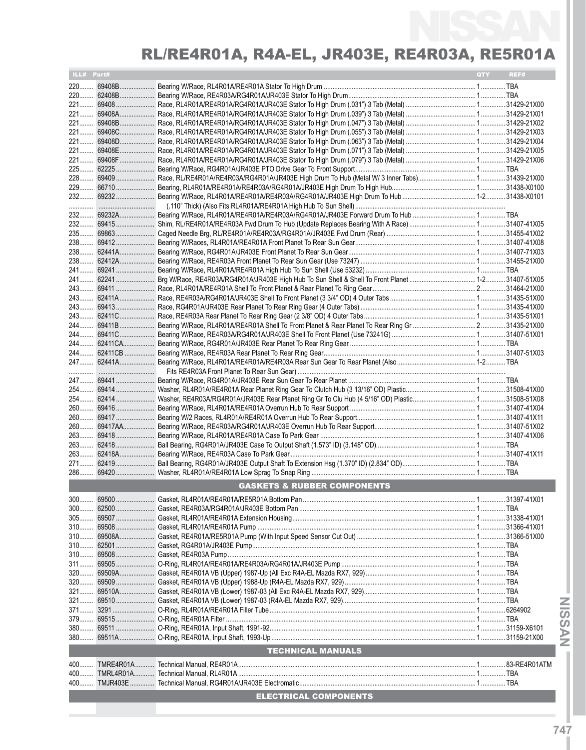# RL/RE4R01A, R4A-EL, JR403E, RE4R03A, RE5R01A

| ILL# | Part# | | QTY | REF# |
|---|---|---|---|---|
| 220 | 69408B | Bearing W/Race, RL4R01A/RE4R01A Stator To High Drum | 1 | TBA |
| 220 | 62408B | Bearing W/Race, RE4R03A/RG4R01A/JR403E Stator To High Drum | 1 | TBA |
| 221 | 69408 | Race, RL4R01A/RE4R01A/RG4R01A/JR403E Stator To High Drum (.031") 3 Tab (Metal) | 1 | 31429-21X00 |
| 221 | 69408A | Race, RL4R01A/RE4R01A/RG4R01A/JR403E Stator To High Drum (.039") 3 Tab (Metal) | 1 | 31429-21X01 |
| 221 | 69408B | Race, RL4R01A/RE4R01A/RG4R01A/JR403E Stator To High Drum (.047") 3 Tab (Metal) | 1 | 31429-21X02 |
| 221 | 69408C | Race, RL4R01A/RE4R01A/RG4R01A/JR403E Stator To High Drum (.055") 3 Tab (Metal) | 1 | 31429-21X03 |
| 221 | 69408D | Race, RL4R01A/RE4R01A/RG4R01A/JR403E Stator To High Drum (.063") 3 Tab (Metal) | 1 | 31429-21X04 |
| 221 | 69408E | Race, RL4R01A/RE4R01A/RG4R01A/JR403E Stator To High Drum (.071") 3 Tab (Metal) | 1 | 31429-21X05 |
| 221 | 69408F | Race, RL4R01A/RE4R01A/RG4R01A/JR403E Stator To High Drum (.079") 3 Tab (Metal) | 1 | 31429-21X06 |
| 225 | 62225 | Bearing W/Race, RG4R01A/JR403E PTO Drive Gear To Front Support | 1 | TBA |
| 228 | 69409 | Race, RL/RE4R01A/RE4R03A/RG4R01A/JR403E High Drum To Hub (Metal W/ 3 Inner Tabs) | 1 | 31439-21X00 |
| 229 | 66710 | Bearing, RL4R01A/RE4R01A/RE4R03A/RG4R01A/JR403E High Drum To High Hub | 1 | 31438-X0100 |
| 232 | 69232 | Bearing W/Race, RL4R01A/RE4R01A/RE4R03A/RG4R01A/JR403E High Drum To Hub | 1-2 | 31438-X0101 |
| | | (.110" Thick) (Also Fits RL4R01A/RE4R01A High Hub To Sun Shell) | | |
| 232 | 69232A | Bearing W/Race, RL4R01A/RE4R01A/RE4R03A/RG4R01A/JR403E Forward Drum To Hub | 1 | TBA |
| 232 | 69415 | Shim, RL/RE4R01A/RE4R03A Fwd Drum To Hub (Update Replaces Bearing With A Race) | 1 | 31407-41X05 |
| 235 | 69863 | Caged Needle Brg, RL/RE4R01A/RE4R03A/RG4R01A/JR403E Fwd Drum (Rear) | 1 | 31455-41X02 |
| 238 | 69412 | Bearing W/Races, RL4R01A/RE4R01A Front Planet To Rear Sun Gear | 1 | 31407-41X08 |
| 238 | 62441A | Bearing W/Race, RG4R01A/JR403E Front Planet To Rear Sun Gear | 1 | 31407-71X03 |
| 238 | 62412A | Bearing W/Race, RE4R03A Front Planet To Rear Sun Gear (Use 73247) | 1 | 31455-21X00 |
| 241 | 69241 | Bearing W/Race, RL4R01A/RE4R01A High Hub To Sun Shell (Use 53232) | 1 | TBA |
| 241 | 62241 | Brg W/Race, RE4R03A/RG4R01A/JR403E High Hub To Sun Shell & Shell To Front Planet | 1-2 | 31407-51X05 |
| 243 | 69411 | Race, RL4R01A/RE4R01A Shell To Front Planet & Rear Planet To Ring Gear | 2 | 31464-21X00 |
| 243 | 62411A | Race, RE4R03A/RG4R01A/JR403E Shell To Front Planet (3 3/4" OD) 4 Outer Tabs | 1 | 31435-51X00 |
| 243 | 69413 | Race, RG4R01A/JR403E Rear Planet To Rear Ring Gear (4 Outer Tabs) | 1 | 31435-41X00 |
| 243 | 62411C | Race, RE4R03A Rear Planet To Rear Ring Gear (2 3/8" OD) 4 Outer Tabs | 1 | 31435-51X01 |
| 244 | 69411B | Bearing W/Race, RL4R01A/RE4R01A Shell To Front Planet & Rear Planet To Rear Ring Gr | 2 | 31435-21X00 |
| 244 | 69411C | Bearing W/Race, RE4R03A/RG4R01A/JR403E Shell To Front Planet (Use 73241G) | 1 | 31407-51X01 |
| 244 | 62411CA | Bearing W/Race, RG4R01A/JR403E Rear Planet To Rear Ring Gear | 1 | TBA |
| 244 | 62411CB | Bearing W/Race, RE4R03A Rear Planet To Rear Ring Gear | 1 | 31407-51X03 |
| 247 | 62441A | Bearing W/Race, RL4R01A/RE4R01A/RE4R03A Rear Sun Gear To Rear Planet (Also | 1-2 | TBA |
| | | Fits RE4R03A Front Planet To Rear Sun Gear) | | |
| 247 | 69441 | Bearing W/Race, RG4R01A/JR403E Rear Sun Gear To Rear Planet | 1 | TBA |
| 254 | 69414 | Washer, RL4R01A/RE4R01A Rear Planet Ring Gear To Clutch Hub (3 13/16" OD) Plastic | 1 | 31508-41X00 |
| 254 | 62414 | Washer, RE4R03A/RG4R01A/JR403E Rear Planet Ring Gr To Clu Hub (4 5/16" OD) Plastic | 1 | 31508-51X08 |
| 260 | 69416 | Bearing W/Race, RL4R01A/RE4R01A Overrun Hub To Rear Support | 1 | 31407-41X04 |
| 260 | 69417 | Bearing W/2 Races, RL4R01A/RE4R01A Overrun Hub To Rear Support | 1 | 31407-41X11 |
| 260 | 69417AA | Bearing W/Race, RE4R03A/RG4R01A/JR403E Overrun Hub To Rear Support | 1 | 31407-51X02 |
| 263 | 69418 | Bearing W/Race, RL4R01A/RE4R01A Case To Park Gear | 1 | 31407-41X06 |
| 263 | 62418 | Ball Bearing, RG4R01A/JR403E Case To Output Shaft (1.573" ID) (3.148" OD) | 1 | TBA |
| 263 | 62418A | Bearing W/Race, RE4R03A Case To Park Gear | 1 | 31407-41X11 |
| 271 | 62419 | Ball Bearing, RG4R01A/JR403E Output Shaft To Extension Hsg (1.370" ID) (2.834" OD) | 1 | TBA |
| 286 | 69420 | Washer, RL4R01A/RE4R01A Low Sprag To Snap Ring | 1 | TBA |
| | | **GASKETS & RUBBER COMPONENTS** | | |
| 300 | 69500 | Gasket, RL4R01A/RE4R01A/RE5R01A Bottom Pan | 1 | 31397-41X01 |
| 300 | 62500 | Gasket, RE4R03A/RG4R01A/JR403E Bottom Pan | 1 | TBA |
| 305 | 69507 | Gasket, RL4R01A/RE4R01A Extension Housing | 1 | 31338-41X01 |
| 310 | 69508 | Gasket, RL4R01A/RE4R01A Pump | 1 | 31366-41X01 |
| 310 | 69508A | Gasket, RE4R01A/RE5R01A Pump (With Input Speed Sensor Cut Out) | 1 | 31366-51X00 |
| 310 | 62501 | Gasket, RG4R01A/JR403E Pump | 1 | TBA |
| 310 | 69508 | Gasket, RE4R03A Pump | 1 | TBA |
| 311 | 69505 | O-Ring, RL4R01A/RE4R01A/RE4R03A/RG4R01A/JR403E Pump | 1 | TBA |
| 320 | 69509A | Gasket, RE4R01A VB (Upper) 1987-Up (All Exc R4A-EL Mazda RX7, 929) | 1 | TBA |
| 320 | 69509 | Gasket, RE4R01A VB (Upper) 1988-Up (R4A-EL Mazda RX7, 929) | 1 | TBA |
| 321 | 69510A | Gasket, RE4R01A VB (Lower) 1987-03 (All Exc R4A-EL Mazda RX7, 929) | 1 | TBA |
| 321 | 69510 | Gasket, RE4R01A VB (Lower) 1987-03 (R4A-EL Mazda RX7, 929) | 1 | TBA |
| 371 | 3291 | O-Ring, RL4R01A/RE4R01A Filler Tube | 1 | 6264902 |
| 379 | 69515 | O-Ring, RE4R01A Filter | 1 | TBA |
| 380 | 69511 | O-Ring, RE4R01A, Input Shaft, 1991-92 | 1 | 31159-X6101 |
| 380 | 69511A | O-Ring, RE4R01A, Input Shaft, 1993-Up | 1 | 31159-21X00 |
| | | **TECHNICAL MANUALS** | | |
| 400 | TMRE4R01A | Technical Manual, RE4R01A | 1 | 83-RE4R01ATM |
| 400 | TMRL4R01A | Technical Manual, RL4R01A | 1 | TBA |
| 400 | TMJR403E | Technical Manual, RG4R01A/JR403E Electromatic | 1 | TBA |
| | | **ELECTRICAL COMPONENTS** | | |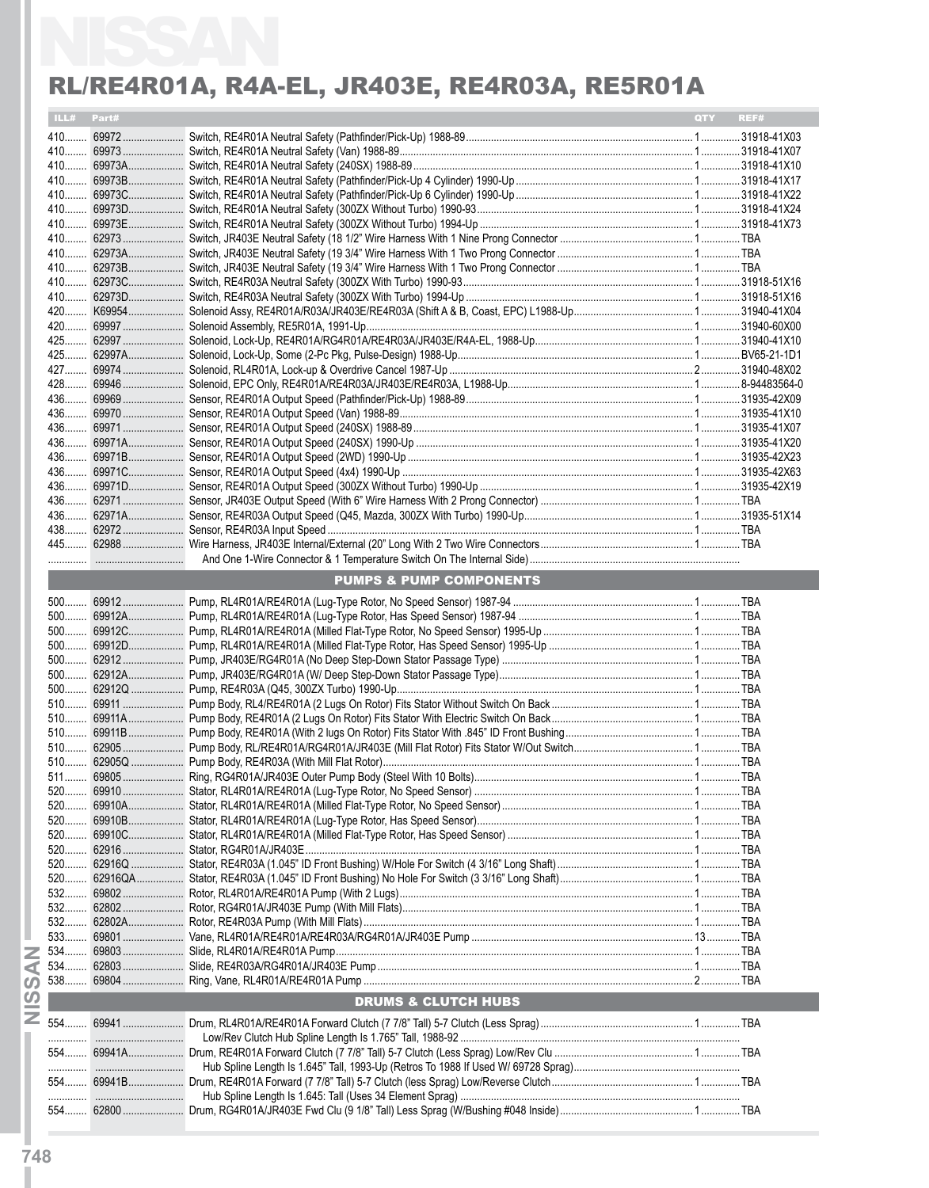# RL/RE4R01A, R4A-EL, JR403E, RE4R03A, RE5R01A

| ILL# | Part# | | QTY | REF# |
|---|---|---|---|---|
| 410 | 69972 | Switch, RE4R01A Neutral Safety (Pathfinder/Pick-Up) 1988-89 | 1 | 31918-41X03 |
| 410 | 69973 | Switch, RE4R01A Neutral Safety (Van) 1988-89 | 1 | 31918-41X07 |
| 410 | 69973A | Switch, RE4R01A Neutral Safety (240SX) 1988-89 | 1 | 31918-41X10 |
| 410 | 69973B | Switch, RE4R01A Neutral Safety (Pathfinder/Pick-Up 4 Cylinder) 1990-Up | 1 | 31918-41X17 |
| 410 | 69973C | Switch, RE4R01A Neutral Safety (Pathfinder/Pick-Up 6 Cylinder) 1990-Up | 1 | 31918-41X22 |
| 410 | 69973D | Switch, RE4R01A Neutral Safety (300ZX Without Turbo) 1990-93 | 1 | 31918-41X24 |
| 410 | 69973E | Switch, RE4R01A Neutral Safety (300ZX Without Turbo) 1994-Up | 1 | 31918-41X73 |
| 410 | 62973 | Switch, JR403E Neutral Safety (18 1/2" Wire Harness With 1 Nine Prong Connector | 1 | TBA |
| 410 | 62973A | Switch, JR403E Neutral Safety (19 3/4" Wire Harness With 1 Two Prong Connector | 1 | TBA |
| 410 | 62973B | Switch, JR403E Neutral Safety (19 3/4" Wire Harness With 1 Two Prong Connector | 1 | TBA |
| 410 | 62973C | Switch, RE4R03A Neutral Safety (300ZX With Turbo) 1990-93 | 1 | 31918-51X16 |
| 410 | 62973D | Switch, RE4R03A Neutral Safety (300ZX With Turbo) 1994-Up | 1 | 31918-51X16 |
| 420 | K69954 | Solenoid Assy, RE4R01A/R03A/JR403E/RE4R03A (Shift A & B, Coast, EPC) L1988-Up | 1 | 31940-41X04 |
| 420 | 69997 | Solenoid Assembly, RE5R01A, 1991-Up | 1 | 31940-60X00 |
| 425 | 62997 | Solenoid, Lock-Up, RE4R01A/RG4R01A/RE4R03A/JR403E/R4A-EL, 1988-Up | 1 | 31940-41X10 |
| 425 | 62997A | Solenoid, Lock-Up, Some (2-Pc Pkg, Pulse-Design) 1988-Up | 1 | BV65-21-1D1 |
| 427 | 69974 | Solenoid, RL4R01A, Lock-up & Overdrive Cancel 1987-Up | 2 | 31940-48X02 |
| 428 | 69946 | Solenoid, EPC Only, RE4R01A/RE4R03A/JR403E/RE4R03A, L1988-Up | 1 | 8-94483564-0 |
| 436 | 69969 | Sensor, RE4R01A Output Speed (Pathfinder/Pick-Up) 1988-89 | 1 | 31935-42X09 |
| 436 | 69970 | Sensor, RE4R01A Output Speed (Van) 1988-89 | 1 | 31935-41X10 |
| 436 | 69971 | Sensor, RE4R01A Output Speed (240SX) 1988-89 | 1 | 31935-41X07 |
| 436 | 69971A | Sensor, RE4R01A Output Speed (240SX) 1990-Up | 1 | 31935-41X20 |
| 436 | 69971B | Sensor, RE4R01A Output Speed (2WD) 1990-Up | 1 | 31935-42X23 |
| 436 | 69971C | Sensor, RE4R01A Output Speed (4x4) 1990-Up | 1 | 31935-42X63 |
| 436 | 69971D | Sensor, RE4R01A Output Speed (300ZX Without Turbo) 1990-Up | 1 | 31935-42X19 |
| 436 | 62971 | Sensor, JR403E Output Speed (With 6" Wire Harness With 2 Prong Connector) | 1 | TBA |
| 436 | 62971A | Sensor, RE4R03A Output Speed (Q45, Mazda, 300ZX With Turbo) 1990-Up | 1 | 31935-51X14 |
| 438 | 62972 | Sensor, RE4R03A Input Speed | 1 | TBA |
| 445 | 62988 | Wire Harness, JR403E Internal/External (20" Long With 2 Two Wire Connectors | 1 | TBA |
| | | And One 1-Wire Connector & 1 Temperature Switch On The Internal Side) | | |

## PUMPS & PUMP COMPONENTS

| ILL# | Part# | | QTY | REF# |
|---|---|---|---|---|
| 500 | 69912 | Pump, RL4R01A/RE4R01A (Lug-Type Rotor, No Speed Sensor) 1987-94 | 1 | TBA |
| 500 | 69912A | Pump, RL4R01A/RE4R01A (Lug-Type Rotor, Has Speed Sensor) 1987-94 | 1 | TBA |
| 500 | 69912C | Pump, RL4R01A/RE4R01A (Milled Flat-Type Rotor, No Speed Sensor) 1995-Up | 1 | TBA |
| 500 | 69912D | Pump, RL4R01A/RE4R01A (Milled Flat-Type Rotor, Has Speed Sensor) 1995-Up | 1 | TBA |
| 500 | 62912 | Pump, JR403E/RG4R01A (No Deep Step-Down Stator Passage Type) | 1 | TBA |
| 500 | 62912A | Pump, JR403E/RG4R01A (W/ Deep Step-Down Stator Passage Type) | 1 | TBA |
| 500 | 62912Q | Pump, RE4R03A (Q45, 300ZX Turbo) 1990-Up | 1 | TBA |
| 510 | 69911 | Pump Body, RL4/RE4R01A (2 Lugs On Rotor) Fits Stator Without Switch On Back | 1 | TBA |
| 510 | 69911A | Pump Body, RE4R01A (2 Lugs On Rotor) Fits Stator With Electric Switch On Back | 1 | TBA |
| 510 | 69911B | Pump Body, RE4R01A (With 2 lugs On Rotor) Fits Stator With .845" ID Front Bushing | 1 | TBA |
| 510 | 62905 | Pump Body, RL/RE4R01A/RG4R01A/JR403E (Mill Flat Rotor) Fits Stator W/Out Switch | 1 | TBA |
| 510 | 62905Q | Pump Body, RE4R03A (With Mill Flat Rotor) | 1 | TBA |
| 511 | 69805 | Ring, RG4R01A/JR403E Outer Pump Body (Steel With 10 Bolts) | 1 | TBA |
| 520 | 69910 | Stator, RL4R01A/RE4R01A (Lug-Type Rotor, No Speed Sensor) | 1 | TBA |
| 520 | 69910A | Stator, RL4R01A/RE4R01A (Milled Flat-Type Rotor, No Speed Sensor) | 1 | TBA |
| 520 | 69910B | Stator, RL4R01A/RE4R01A (Lug-Type Rotor, Has Speed Sensor) | 1 | TBA |
| 520 | 69910C | Stator, RL4R01A/RE4R01A (Milled Flat-Type Rotor, Has Speed Sensor) | 1 | TBA |
| 520 | 62916 | Stator, RG4R01A/JR403E | 1 | TBA |
| 520 | 62916Q | Stator, RE4R03A (1.045" ID Front Bushing) W/Hole For Switch (4 3/16" Long Shaft) | 1 | TBA |
| 520 | 62916QA | Stator, RE4R03A (1.045" ID Front Bushing) No Hole For Switch (3 3/16" Long Shaft) | 1 | TBA |
| 532 | 69802 | Rotor, RL4R01A/RE4R01A Pump (With 2 Lugs) | 1 | TBA |
| 532 | 62802 | Rotor, RG4R01A/JR403E Pump (With Mill Flats) | 1 | TBA |
| 532 | 62802A | Rotor, RE4R03A Pump (With Mill Flats) | 1 | TBA |
| 533 | 69801 | Vane, RL4R01A/RE4R01A/RE4R03A/RG4R01A/JR403E Pump | 13 | TBA |
| 534 | 69803 | Slide, RL4R01A/RE4R01A Pump | 1 | TBA |
| 534 | 62803 | Slide, RE4R03A/RG4R01A/JR403E Pump | 1 | TBA |
| 538 | 69804 | Ring, Vane, RL4R01A/RE4R01A Pump | 2 | TBA |

## DRUMS & CLUTCH HUBS

| ILL# | Part# | | QTY | REF# |
|---|---|---|---|---|
| 554 | 69941 | Drum, RL4R01A/RE4R01A Forward Clutch (7 7/8" Tall) 5-7 Clutch (Less Sprag) | 1 | TBA |
| | | Low/Rev Clutch Hub Spline Length Is 1.765" Tall, 1988-92 | | |
| 554 | 69941A | Drum, RE4R01A Forward Clutch (7 7/8" Tall) 5-7 Clutch (Less Sprag) Low/Rev Clu | 1 | TBA |
| | | Hub Spline Length Is 1.645" Tall, 1993-Up (Retros To 1988 If Used W/ 69728 Sprag) | | |
| 554 | 69941B | Drum, RE4R01A Forward (7 7/8" Tall) 5-7 Clutch (less Sprag) Low/Reverse Clutch | 1 | TBA |
| | | Hub Spline Length Is 1.645: Tall (Uses 34 Element Sprag) | | |
| 554 | 62800 | Drum, RG4R01A/JR403E Fwd Clu (9 1/8" Tall) Less Sprag (W/Bushing #048 Inside) | 1 | TBA |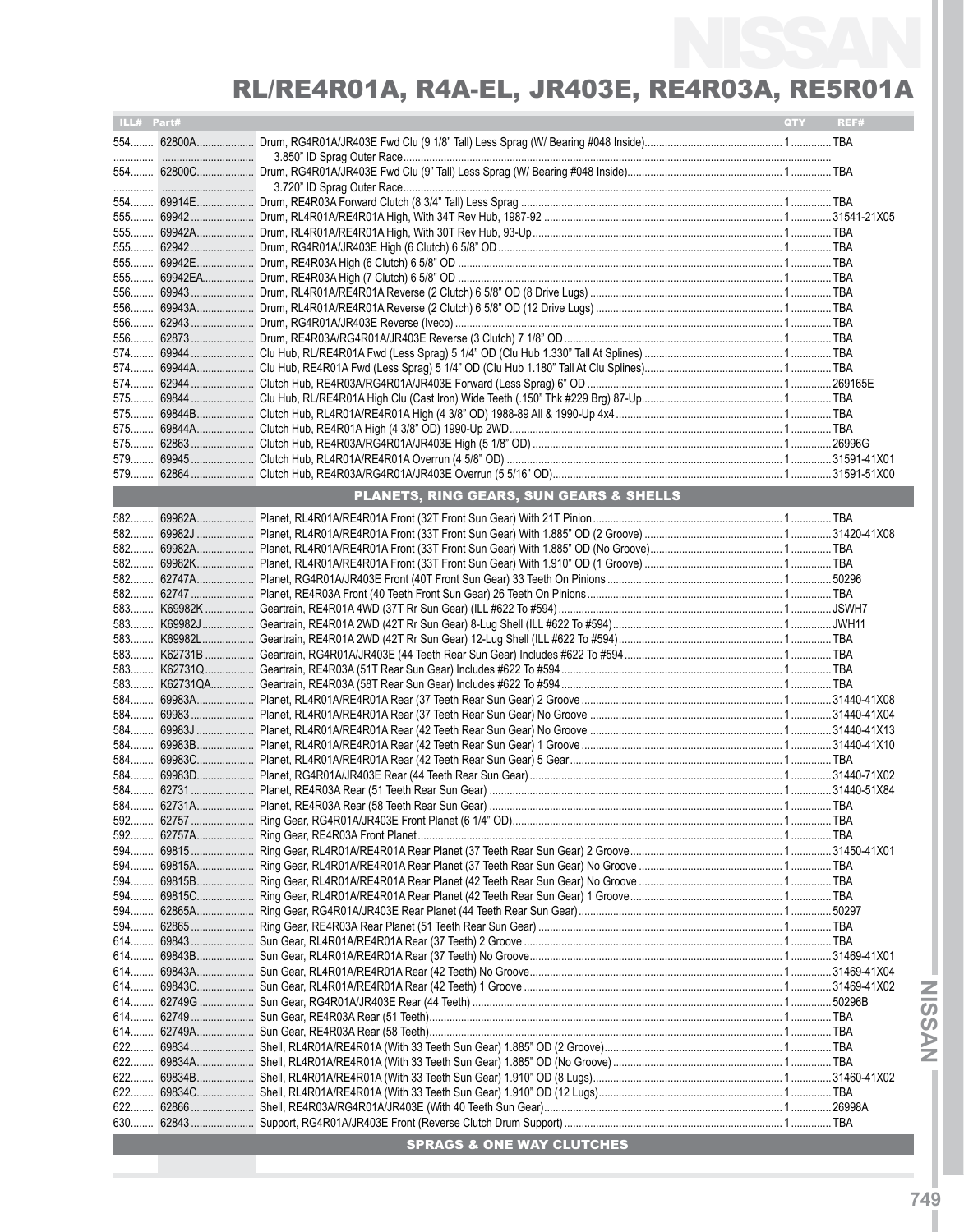# RL/RE4R01A, R4A-EL, JR403E, RE4R03A, RE5R01A

| ILL# | Part# | | QTY | REF# |
|---|---|---|---|---|
| 554 | 62800A | Drum, RG4R01A/JR403E Fwd Clu (9 1/8" Tall) Less Sprag (W/ Bearing #048 Inside) | 1 | TBA |
| | | 3.850" ID Sprag Outer Race | | |
| 554 | 62800C | Drum, RG4R01A/JR403E Fwd Clu (9" Tall) Less Sprag (W/ Bearing #048 Inside) | 1 | TBA |
| | | 3.720" ID Sprag Outer Race | | |
| 554 | 69914E | Drum, RE4R03A Forward Clutch (8 3/4" Tall) Less Sprag | 1 | TBA |
| 555 | 69942 | Drum, RL4R01A/RE4R01A High, With 34T Rev Hub, 1987-92 | 1 | 31541-21X05 |
| 555 | 69942A | Drum, RL4R01A/RE4R01A High, With 30T Rev Hub, 93-Up | 1 | TBA |
| 555 | 62942 | Drum, RG4R01A/JR403E High (6 Clutch) 6 5/8" OD | 1 | TBA |
| 555 | 69942E | Drum, RE4R03A High (6 Clutch) 6 5/8" OD | 1 | TBA |
| 555 | 69942EA | Drum, RE4R03A High (7 Clutch) 6 5/8" OD | 1 | TBA |
| 556 | 69943 | Drum, RL4R01A/RE4R01A Reverse (2 Clutch) 6 5/8" OD (8 Drive Lugs) | 1 | TBA |
| 556 | 69943A | Drum, RL4R01A/RE4R01A Reverse (2 Clutch) 6 5/8" OD (12 Drive Lugs) | 1 | TBA |
| 556 | 62943 | Drum, RG4R01A/JR403E Reverse (Iveco) | 1 | TBA |
| 556 | 62873 | Drum, RE4R03A/RG4R01A/JR403E Reverse (3 Clutch) 7 1/8" OD | 1 | TBA |
| 574 | 69944 | Clu Hub, RL/RE4R01A Fwd (Less Sprag) 5 1/4" OD (Clu Hub 1.330" Tall At Splines) | 1 | TBA |
| 574 | 69944A | Clu Hub, RE4R01A Fwd (Less Sprag) 5 1/4" OD (Clu Hub 1.180" Tall At Clu Splines) | 1 | TBA |
| 574 | 62944 | Clutch Hub, RE4R03A/RG4R01A/JR403E Forward (Less Sprag) 6" OD | 1 | 269165E |
| 575 | 69844 | Clu Hub, RL/RE4R01A High Clu (Cast Iron) Wide Teeth (.150" Thk #229 Brg) 87-Up | 1 | TBA |
| 575 | 69844B | Clutch Hub, RL4R01A/RE4R01A High (4 3/8" OD) 1988-89 All & 1990-Up 4x4 | 1 | TBA |
| 575 | 69844A | Clutch Hub, RE4R01A High (4 3/8" OD) 1990-Up 2WD | 1 | TBA |
| 575 | 62863 | Clutch Hub, RE4R03A/RG4R01A/JR403E High (5 1/8" OD) | 1 | 26996G |
| 579 | 69945 | Clutch Hub, RL4R01A/RE4R01A Overrun (4 5/8" OD) | 1 | 31591-41X01 |
| 579 | 62864 | Clutch Hub, RE4R03A/RG4R01A/JR403E Overrun (5 5/16" OD) | 1 | 31591-51X00 |

## PLANETS, RING GEARS, SUN GEARS & SHELLS

| ILL# | Part# | | QTY | REF# |
|---|---|---|---|---|
| 582 | 69982A | Planet, RL4R01A/RE4R01A Front (32T Front Sun Gear) With 21T Pinion | 1 | TBA |
| 582 | 69982J | Planet, RL4R01A/RE4R01A Front (33T Front Sun Gear) With 1.885" OD (2 Groove) | 1 | 31420-41X08 |
| 582 | 69982A | Planet, RL4R01A/RE4R01A Front (33T Front Sun Gear) With 1.885" OD (No Groove) | 1 | TBA |
| 582 | 69982K | Planet, RL4R01A/RE4R01A Front (33T Front Sun Gear) With 1.910" OD (1 Groove) | 1 | TBA |
| 582 | 62747A | Planet, RG4R01A/JR403E Front (40T Front Sun Gear) 33 Teeth On Pinions | 1 | 50296 |
| 582 | 62747 | Planet, RE4R03A Front (40 Teeth Front Sun Gear) 26 Teeth On Pinions | 1 | TBA |
| 583 | K69982K | Geartrain, RE4R01A 4WD (37T Rr Sun Gear) (ILL #622 To #594) | 1 | JSWH7 |
| 583 | K69982J | Geartrain, RE4R01A 2WD (42T Rr Sun Gear) 8-Lug Shell (ILL #622 To #594) | 1 | JWH11 |
| 583 | K69982L | Geartrain, RE4R01A 2WD (42T Rr Sun Gear) 12-Lug Shell (ILL #622 To #594) | 1 | TBA |
| 583 | K62731B | Geartrain, RG4R01A/JR403E (44 Teeth Rear Sun Gear) Includes #622 To #594 | 1 | TBA |
| 583 | K62731Q | Geartrain, RE4R03A (51T Rear Sun Gear) Includes #622 To #594 | 1 | TBA |
| 583 | K62731QA | Geartrain, RE4R03A (58T Rear Sun Gear) Includes #622 To #594 | 1 | TBA |
| 584 | 69983A | Planet, RL4R01A/RE4R01A Rear (37 Teeth Rear Sun Gear) 2 Groove | 1 | 31440-41X08 |
| 584 | 69983 | Planet, RL4R01A/RE4R01A Rear (37 Teeth Rear Sun Gear) No Groove | 1 | 31440-41X04 |
| 584 | 69983J | Planet, RL4R01A/RE4R01A Rear (42 Teeth Rear Sun Gear) No Groove | 1 | 31440-41X13 |
| 584 | 69983B | Planet, RL4R01A/RE4R01A Rear (42 Teeth Rear Sun Gear) 1 Groove | 1 | 31440-41X10 |
| 584 | 69983C | Planet, RL4R01A/RE4R01A Rear (42 Teeth Rear Sun Gear) 5 Gear | 1 | TBA |
| 584 | 69983D | Planet, RG4R01A/JR403E Rear (44 Teeth Rear Sun Gear) | 1 | 31440-71X02 |
| 584 | 62731 | Planet, RE4R03A Rear (51 Teeth Rear Sun Gear) | 1 | 31440-51X84 |
| 584 | 62731A | Planet, RE4R03A Rear (58 Teeth Rear Sun Gear) | 1 | TBA |
| 592 | 62757 | Ring Gear, RG4R01A/JR403E Front Planet (6 1/4" OD) | 1 | TBA |
| 592 | 62757A | Ring Gear, RE4R03A Front Planet | 1 | TBA |
| 594 | 69815 | Ring Gear, RL4R01A/RE4R01A Rear Planet (37 Teeth Rear Sun Gear) 2 Groove | 1 | 31450-41X01 |
| 594 | 69815A | Ring Gear, RL4R01A/RE4R01A Rear Planet (37 Teeth Rear Sun Gear) No Groove | 1 | TBA |
| 594 | 69815B | Ring Gear, RL4R01A/RE4R01A Rear Planet (42 Teeth Rear Sun Gear) No Groove | 1 | TBA |
| 594 | 69815C | Ring Gear, RL4R01A/RE4R01A Rear Planet (42 Teeth Rear Sun Gear) 1 Groove | 1 | TBA |
| 594 | 62865A | Ring Gear, RG4R01A/JR403E Rear Planet (44 Teeth Rear Sun Gear) | 1 | 50297 |
| 594 | 62865 | Ring Gear, RE4R03A Rear Planet (51 Teeth Rear Sun Gear) | 1 | TBA |
| 614 | 69843 | Sun Gear, RL4R01A/RE4R01A Rear (37 Teeth) 2 Groove | 1 | TBA |
| 614 | 69843B | Sun Gear, RL4R01A/RE4R01A Rear (37 Teeth) No Groove | 1 | 31469-41X01 |
| 614 | 69843A | Sun Gear, RL4R01A/RE4R01A Rear (42 Teeth) No Groove | 1 | 31469-41X04 |
| 614 | 69843C | Sun Gear, RL4R01A/RE4R01A Rear (42 Teeth) 1 Groove | 1 | 31469-41X02 |
| 614 | 62749G | Sun Gear, RG4R01A/JR403E Rear (44 Teeth) | 1 | 50296B |
| 614 | 62749 | Sun Gear, RE4R03A Rear (51 Teeth) | 1 | TBA |
| 614 | 62749A | Sun Gear, RE4R03A Rear (58 Teeth) | 1 | TBA |
| 622 | 69834 | Shell, RL4R01A/RE4R01A (With 33 Teeth Sun Gear) 1.885" OD (2 Groove) | 1 | TBA |
| 622 | 69834A | Shell, RL4R01A/RE4R01A (With 33 Teeth Sun Gear) 1.885" OD (No Groove) | 1 | TBA |
| 622 | 69834B | Shell, RL4R01A/RE4R01A (With 33 Teeth Sun Gear) 1.910" OD (8 Lugs) | 1 | 31460-41X02 |
| 622 | 69834C | Shell, RL4R01A/RE4R01A (With 33 Teeth Sun Gear) 1.910" OD (12 Lugs) | 1 | TBA |
| 622 | 62866 | Shell, RE4R03A/RG4R01A/JR403E (With 40 Teeth Sun Gear) | 1 | 26998A |
| 630 | 62843 | Support, RG4R01A/JR403E Front (Reverse Clutch Drum Support) | 1 | TBA |

## SPRAGS & ONE WAY CLUTCHES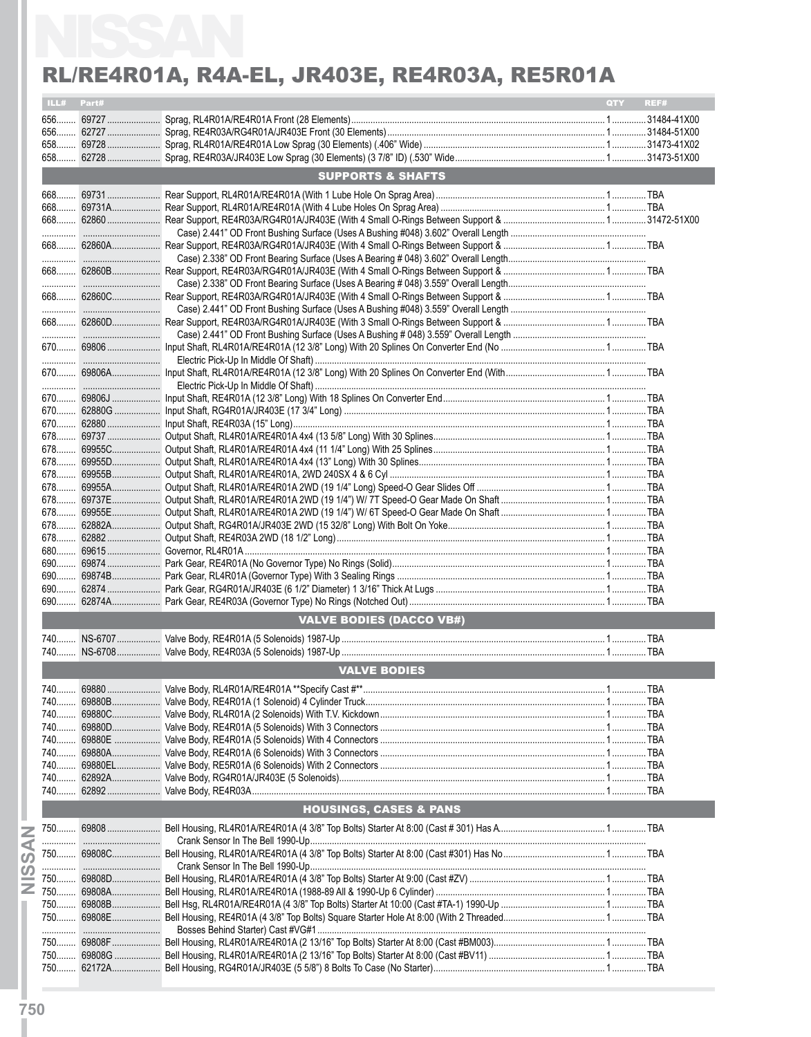# RL/RE4R01A, R4A-EL, JR403E, RE4R03A, RE5R01A

| ILL# | Part# | | QTY | REF# |
|---|---|---|---|---|
| 656 | 69727 | Sprag, RL4R01A/RE4R01A Front (28 Elements) | 1 | 31484-41X00 |
| 656 | 62727 | Sprag, RE4R03A/RG4R01A/JR403E Front (30 Elements) | 1 | 31484-51X00 |
| 658 | 69728 | Sprag, RL4R01A/RE4R01A Low Sprag (30 Elements) (.406" Wide) | 1 | 31473-41X02 |
| 658 | 62728 | Sprag, RE4R03A/JR403E Low Sprag (30 Elements) (3 7/8" ID) (.530" Wide | 1 | 31473-51X00 |
| | | **SUPPORTS & SHAFTS** | | |
| 668 | 69731 | Rear Support, RL4R01A/RE4R01A (With 1 Lube Hole On Sprag Area) | 1 | TBA |
| 668 | 69731A | Rear Support, RL4R01A/RE4R01A (With 4 Lube Holes On Sprag Area) | 1 | TBA |
| 668 | 62860 | Rear Support, RE4R03A/RG4R01A/JR403E (With 4 Small O-Rings Between Support & Case) 2.441" OD Front Bushing Surface (Uses A Bushing #048) 3.602" Overall Length | 1 | 31472-51X00 |
| 668 | 62860A | Rear Support, RE4R03A/RG4R01A/JR403E (With 4 Small O-Rings Between Support & Case) 2.338" OD Front Bearing Surface (Uses A Bearing # 048) 3.602" Overall Length | 1 | TBA |
| 668 | 62860B | Rear Support, RE4R03A/RG4R01A/JR403E (With 4 Small O-Rings Between Support & Case) 2.338" OD Front Bearing Surface (Uses A Bearing # 048) 3.559" Overall Length | 1 | TBA |
| 668 | 62860C | Rear Support, RE4R03A/RG4R01A/JR403E (With 4 Small O-Rings Between Support & Case) 2.441" OD Front Bushing Surface (Uses A Bushing #048) 3.559" Overall Length | 1 | TBA |
| 668 | 62860D | Rear Support, RE4R03A/RG4R01A/JR403E (With 3 Small O-Rings Between Support & Case) 2.441" OD Front Bushing Surface (Uses A Bearing # 048) 3.559" Overall Length | 1 | TBA |
| 670 | 69806 | Input Shaft, RL4R01A/RE4R01A (12 3/8" Long) With 20 Splines On Converter End (No Electric Pick-Up In Middle Of Shaft) | 1 | TBA |
| 670 | 69806A | Input Shaft, RL4R01A/RE4R01A (12 3/8" Long) With 20 Splines On Converter End (With Electric Pick-Up In Middle Of Shaft) | 1 | TBA |
| 670 | 69806J | Input Shaft, RE4R01A (12 3/8" Long) With 18 Splines On Converter End | 1 | TBA |
| 670 | 62880G | Input Shaft, RG4R01A/JR403E (17 3/4" Long) | 1 | TBA |
| 670 | 62880 | Input Shaft, RE4R03A (15" Long) | 1 | TBA |
| 678 | 69737 | Output Shaft, RL4R01A/RE4R01A 4x4 (13 5/8" Long) With 30 Splines | 1 | TBA |
| 678 | 69955C | Output Shaft, RL4R01A/RE4R01A 4x4 (11 1/4" Long) With 25 Splines | 1 | TBA |
| 678 | 69955D | Output Shaft, RL4R01A/RE4R01A 4x4 (13" Long) With 30 Splines | 1 | TBA |
| 678 | 69955B | Output Shaft, RL4R01A/RE4R01A, 2WD 240SX 4 & 6 Cyl | 1 | TBA |
| 678 | 69955A | Output Shaft, RL4R01A/RE4R01A 2WD (19 1/4" Long) Speed-O Gear Slides Off | 1 | TBA |
| 678 | 69737E | Output Shaft, RL4R01A/RE4R01A 2WD (19 1/4") W/ 7T Speed-O Gear Made On Shaft | 1 | TBA |
| 678 | 69955E | Output Shaft, RL4R01A/RE4R01A 2WD (19 1/4") W/ 6T Speed-O Gear Made On Shaft | 1 | TBA |
| 678 | 62882A | Output Shaft, RG4R01A/JR403E 2WD (15 32/8" Long) With Bolt On Yoke | 1 | TBA |
| 678 | 62882 | Output Shaft, RE4R03A 2WD (18 1/2" Long) | 1 | TBA |
| 680 | 69615 | Governor, RL4R01A | 1 | TBA |
| 690 | 69874 | Park Gear, RE4R01A (No Governor Type) No Rings (Solid) | 1 | TBA |
| 690 | 69874B | Park Gear, RL4R01A (Governor Type) With 3 Sealing Rings | 1 | TBA |
| 690 | 62874 | Park Gear, RG4R01A/JR403E (6 1/2" Diameter) 1 3/16" Thick At Lugs | 1 | TBA |
| 690 | 62874A | Park Gear, RE4R03A (Governor Type) No Rings (Notched Out) | 1 | TBA |
| | | **VALVE BODIES (DACCO VB#)** | | |
| 740 | NS-6707 | Valve Body, RE4R01A (5 Solenoids) 1987-Up | 1 | TBA |
| 740 | NS-6708 | Valve Body, RE4R03A (5 Solenoids) 1987-Up | 1 | TBA |
| | | **VALVE BODIES** | | |
| 740 | 69880 | Valve Body, RL4R01A/RE4R01A **Specify Cast #** | 1 | TBA |
| 740 | 69880B | Valve Body, RE4R01A (1 Solenoid) 4 Cylinder Truck | 1 | TBA |
| 740 | 69880C | Valve Body, RL4R01A (2 Solenoids) With T.V. Kickdown | 1 | TBA |
| 740 | 69880D | Valve Body, RE4R01A (5 Solenoids) With 3 Connectors | 1 | TBA |
| 740 | 69880E | Valve Body, RE4R01A (5 Solenoids) With 4 Connectors | 1 | TBA |
| 740 | 69880A | Valve Body, RE4R01A (6 Solenoids) With 3 Connectors | 1 | TBA |
| 740 | 69880EL | Valve Body, RE5R01A (6 Solenoids) With 2 Connectors | 1 | TBA |
| 740 | 62892A | Valve Body, RG4R01A/JR403E (5 Solenoids) | 1 | TBA |
| 740 | 62892 | Valve Body, RE4R03A | 1 | TBA |
| | | **HOUSINGS, CASES & PANS** | | |
| 750 | 69808 | Bell Housing, RL4R01A/RE4R01A (4 3/8" Top Bolts) Starter At 8:00 (Cast # 301) Has A Crank Sensor In The Bell 1990-Up | 1 | TBA |
| 750 | 69808C | Bell Housing, RL4R01A/RE4R01A (4 3/8" Top Bolts) Starter At 8:00 (Cast #301) Has No Crank Sensor In The Bell 1990-Up | 1 | TBA |
| 750 | 69808D | Bell Housing, RL4R01A/RE4R01A (4 3/8" Top Bolts) Starter At 9:00 (Cast #ZV) | 1 | TBA |
| 750 | 69808A | Bell Housing, RL4R01A/RE4R01A (1988-89 All & 1990-Up 6 Cylinder) | 1 | TBA |
| 750 | 69808B | Bell Hsg, RL4R01A/RE4R01A (4 3/8" Top Bolts) Starter At 10:00 (Cast #TA-1) 1990-Up | 1 | TBA |
| 750 | 69808E | Bell Housing, RE4R01A (4 3/8" Top Bolts) Square Starter Hole At 8:00 (With 2 Threaded Bosses Behind Starter) Cast #VG#1 | 1 | TBA |
| 750 | 69808F | Bell Housing, RL4R01A/RE4R01A (2 13/16" Top Bolts) Starter At 8:00 (Cast #BM003) | 1 | TBA |
| 750 | 69808G | Bell Housing, RL4R01A/RE4R01A (2 13/16" Top Bolts) Starter At 8:00 (Cast #BV11) | 1 | TBA |
| 750 | 62172A | Bell Housing, RG4R01A/JR403E (5 5/8") 8 Bolts To Case (No Starter) | 1 | TBA |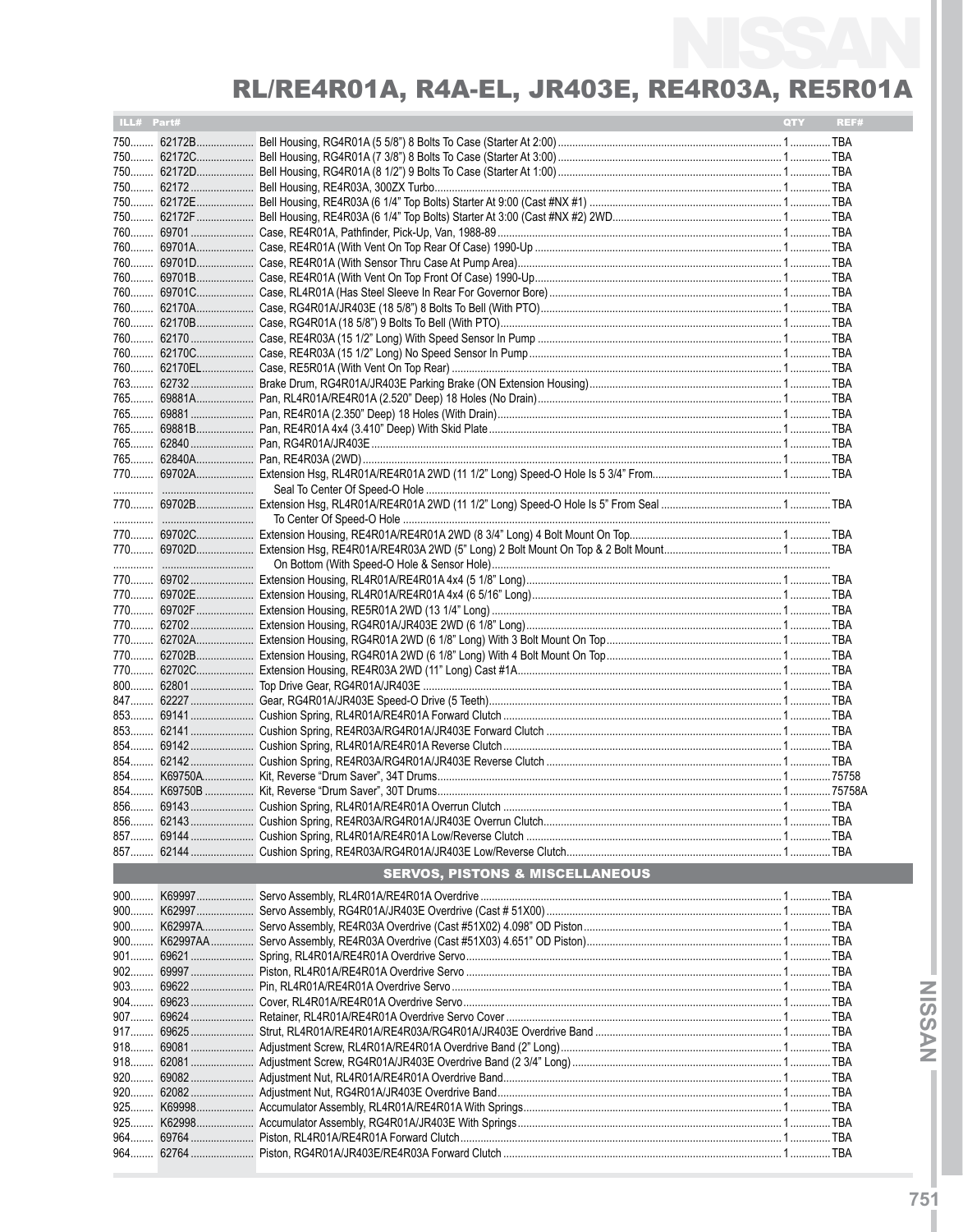# RL/RE4R01A, R4A-EL, JR403E, RE4R03A, RE5R01A

| ILL# | Part# | | QTY | REF# |
|---|---|---|---|---|
| 750 | 62172B | Bell Housing, RG4R01A (5 5/8") 8 Bolts To Case (Starter At 2:00) | 1 | TBA |
| 750 | 62172C | Bell Housing, RG4R01A (7 3/8") 8 Bolts To Case (Starter At 3:00) | 1 | TBA |
| 750 | 62172D | Bell Housing, RG4R01A (8 1/2") 9 Bolts To Case (Starter At 1:00) | 1 | TBA |
| 750 | 62172 | Bell Housing, RE4R03A, 300ZX Turbo | 1 | TBA |
| 750 | 62172E | Bell Housing, RE4R03A (6 1/4" Top Bolts) Starter At 9:00 (Cast #NX #1) | 1 | TBA |
| 750 | 62172F | Bell Housing, RE4R03A (6 1/4" Top Bolts) Starter At 3:00 (Cast #NX #2) 2WD | 1 | TBA |
| 760 | 69701 | Case, RE4R01A, Pathfinder, Pick-Up, Van, 1988-89 | 1 | TBA |
| 760 | 69701A | Case, RE4R01A (With Vent On Top Rear Of Case) 1990-Up | 1 | TBA |
| 760 | 69701D | Case, RE4R01A (With Sensor Thru Case At Pump Area) | 1 | TBA |
| 760 | 69701B | Case, RE4R01A (With Vent On Top Front Of Case) 1990-Up | 1 | TBA |
| 760 | 69701C | Case, RL4R01A (Has Steel Sleeve In Rear For Governor Bore) | 1 | TBA |
| 760 | 62170A | Case, RG4R01A/JR403E (18 5/8") 8 Bolts To Bell (With PTO) | 1 | TBA |
| 760 | 62170B | Case, RG4R01A (18 5/8") 9 Bolts To Bell (With PTO) | 1 | TBA |
| 760 | 62170 | Case, RE4R03A (15 1/2" Long) With Speed Sensor In Pump | 1 | TBA |
| 760 | 62170C | Case, RE4R03A (15 1/2" Long) No Speed Sensor In Pump | 1 | TBA |
| 760 | 62170EL | Case, RE5R01A (With Vent On Top Rear) | 1 | TBA |
| 763 | 62732 | Brake Drum, RG4R01A/JR403E Parking Brake (ON Extension Housing) | 1 | TBA |
| 765 | 69881A | Pan, RL4R01A/RE4R01A (2.520" Deep) 18 Holes (No Drain) | 1 | TBA |
| 765 | 69881 | Pan, RE4R01A (2.350" Deep) 18 Holes (With Drain) | 1 | TBA |
| 765 | 69881B | Pan, RE4R01A 4x4 (3.410" Deep) With Skid Plate | 1 | TBA |
| 765 | 62840 | Pan, RG4R01A/JR403E | 1 | TBA |
| 765 | 62840A | Pan, RE4R03A (2WD) | 1 | TBA |
| 770 | 69702A | Extension Hsg, RL4R01A/RE4R01A 2WD (11 1/2" Long) Speed-O Hole Is 5 3/4" From Seal To Center Of Speed-O Hole | 1 | TBA |
| 770 | 69702B | Extension Hsg, RL4R01A/RE4R01A 2WD (11 1/2" Long) Speed-O Hole Is 5" From Seal To Center Of Speed-O Hole | 1 | TBA |
| 770 | 69702C | Extension Housing, RE4R01A/RE4R01A 2WD (8 3/4" Long) 4 Bolt Mount On Top | 1 | TBA |
| 770 | 69702D | Extension Hsg, RE4R01A/RE4R03A 2WD (5" Long) 2 Bolt Mount On Top & 2 Bolt Mount On Bottom (With Speed-O Hole & Sensor Hole) | 1 | TBA |
| 770 | 69702 | Extension Housing, RL4R01A/RE4R01A 4x4 (5 1/8" Long) | 1 | TBA |
| 770 | 69702E | Extension Housing, RL4R01A/RE4R01A 4x4 (6 5/16" Long) | 1 | TBA |
| 770 | 69702F | Extension Housing, RE5R01A 2WD (13 1/4" Long) | 1 | TBA |
| 770 | 62702 | Extension Housing, RG4R01A/JR403E 2WD (6 1/8" Long) | 1 | TBA |
| 770 | 62702A | Extension Housing, RG4R01A 2WD (6 1/8" Long) With 3 Bolt Mount On Top | 1 | TBA |
| 770 | 62702B | Extension Housing, RG4R01A 2WD (6 1/8" Long) With 4 Bolt Mount On Top | 1 | TBA |
| 770 | 62702C | Extension Housing, RE4R03A 2WD (11" Long) Cast #1A | 1 | TBA |
| 800 | 62801 | Top Drive Gear, RG4R01A/JR403E | 1 | TBA |
| 847 | 62227 | Gear, RG4R01A/JR403E Speed-O Drive (5 Teeth) | 1 | TBA |
| 853 | 69141 | Cushion Spring, RL4R01A/RE4R01A Forward Clutch | 1 | TBA |
| 853 | 62141 | Cushion Spring, RE4R03A/RG4R01A/JR403E Forward Clutch | 1 | TBA |
| 854 | 69142 | Cushion Spring, RL4R01A/RE4R01A Reverse Clutch | 1 | TBA |
| 854 | 62142 | Cushion Spring, RE4R03A/RG4R01A/JR403E Reverse Clutch | 1 | TBA |
| 854 | K69750A | Kit, Reverse "Drum Saver", 34T Drums | 1 | 75758 |
| 854 | K69750B | Kit, Reverse "Drum Saver", 30T Drums | 1 | 75758A |
| 856 | 69143 | Cushion Spring, RL4R01A/RE4R01A Overrun Clutch | 1 | TBA |
| 856 | 62143 | Cushion Spring, RE4R03A/RG4R01A/JR403E Overrun Clutch | 1 | TBA |
| 857 | 69144 | Cushion Spring, RL4R01A/RE4R01A Low/Reverse Clutch | 1 | TBA |
| 857 | 62144 | Cushion Spring, RE4R03A/RG4R01A/JR403E Low/Reverse Clutch | 1 | TBA |

## SERVOS, PISTONS & MISCELLANEOUS

| ILL# | Part# | | QTY | REF# |
|---|---|---|---|---|
| 900 | K69997 | Servo Assembly, RL4R01A/RE4R01A Overdrive | 1 | TBA |
| 900 | K62997 | Servo Assembly, RG4R01A/JR403E Overdrive (Cast # 51X00) | 1 | TBA |
| 900 | K62997A | Servo Assembly, RE4R03A Overdrive (Cast #51X02) 4.098" OD Piston | 1 | TBA |
| 900 | K62997AA | Servo Assembly, RE4R03A Overdrive (Cast #51X03) 4.651" OD Piston) | 1 | TBA |
| 901 | 69621 | Spring, RL4R01A/RE4R01A Overdrive Servo | 1 | TBA |
| 902 | 69997 | Piston, RL4R01A/RE4R01A Overdrive Servo | 1 | TBA |
| 903 | 69622 | Pin, RL4R01A/RE4R01A Overdrive Servo | 1 | TBA |
| 904 | 69623 | Cover, RL4R01A/RE4R01A Overdrive Servo | 1 | TBA |
| 907 | 69624 | Retainer, RL4R01A/RE4R01A Overdrive Servo Cover | 1 | TBA |
| 917 | 69625 | Strut, RL4R01A/RE4R01A/RE4R03A/RG4R01A/JR403E Overdrive Band | 1 | TBA |
| 918 | 69081 | Adjustment Screw, RL4R01A/RE4R01A Overdrive Band (2" Long) | 1 | TBA |
| 918 | 62081 | Adjustment Screw, RG4R01A/JR403E Overdrive Band (2 3/4" Long) | 1 | TBA |
| 920 | 69082 | Adjustment Nut, RL4R01A/RE4R01A Overdrive Band | 1 | TBA |
| 920 | 62082 | Adjustment Nut, RG4R01A/JR403E Overdrive Band | 1 | TBA |
| 925 | K69998 | Accumulator Assembly, RL4R01A/RE4R01A With Springs | 1 | TBA |
| 925 | K62998 | Accumulator Assembly, RG4R01A/JR403E With Springs | 1 | TBA |
| 964 | 69764 | Piston, RL4R01A/RE4R01A Forward Clutch | 1 | TBA |
| 964 | 62764 | Piston, RG4R01A/JR403E/RE4R03A Forward Clutch | 1 | TBA |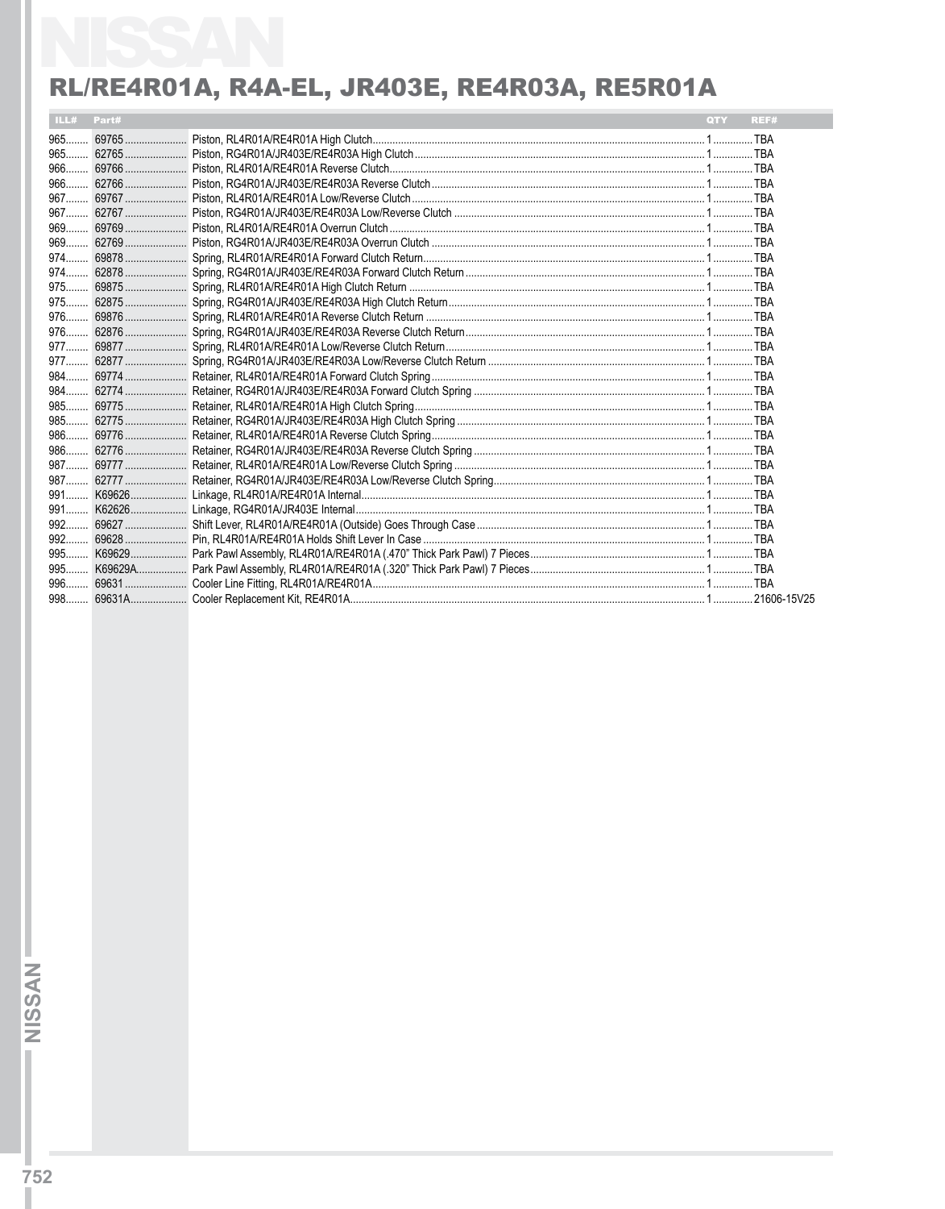## RL/RE4R01A, R4A-EL, JR403E, RE4R03A, RE5R01A

| ILL# | Part# | | QTY | REF# |
|---|---|---|---|---|
| 965 | 69765 | Piston, RL4R01A/RE4R01A High Clutch | 1 | TBA |
| 965 | 62765 | Piston, RG4R01A/JR403E/RE4R03A High Clutch | 1 | TBA |
| 966 | 69766 | Piston, RL4R01A/RE4R01A Reverse Clutch | 1 | TBA |
| 966 | 62766 | Piston, RG4R01A/JR403E/RE4R03A Reverse Clutch | 1 | TBA |
| 967 | 69767 | Piston, RL4R01A/RE4R01A Low/Reverse Clutch | 1 | TBA |
| 967 | 62767 | Piston, RG4R01A/JR403E/RE4R03A Low/Reverse Clutch | 1 | TBA |
| 969 | 69769 | Piston, RL4R01A/RE4R01A Overrun Clutch | 1 | TBA |
| 969 | 62769 | Piston, RG4R01A/JR403E/RE4R03A Overrun Clutch | 1 | TBA |
| 974 | 69878 | Spring, RL4R01A/RE4R01A Forward Clutch Return | 1 | TBA |
| 974 | 62878 | Spring, RG4R01A/JR403E/RE4R03A Forward Clutch Return | 1 | TBA |
| 975 | 69875 | Spring, RL4R01A/RE4R01A High Clutch Return | 1 | TBA |
| 975 | 62875 | Spring, RG4R01A/JR403E/RE4R03A High Clutch Return | 1 | TBA |
| 976 | 69876 | Spring, RL4R01A/RE4R01A Reverse Clutch Return | 1 | TBA |
| 976 | 62876 | Spring, RG4R01A/JR403E/RE4R03A Reverse Clutch Return | 1 | TBA |
| 977 | 69877 | Spring, RL4R01A/RE4R01A Low/Reverse Clutch Return | 1 | TBA |
| 977 | 62877 | Spring, RG4R01A/JR403E/RE4R03A Low/Reverse Clutch Return | 1 | TBA |
| 984 | 69774 | Retainer, RL4R01A/RE4R01A Forward Clutch Spring | 1 | TBA |
| 984 | 62774 | Retainer, RG4R01A/JR403E/RE4R03A Forward Clutch Spring | 1 | TBA |
| 985 | 69775 | Retainer, RL4R01A/RE4R01A High Clutch Spring | 1 | TBA |
| 985 | 62775 | Retainer, RG4R01A/JR403E/RE4R03A High Clutch Spring | 1 | TBA |
| 986 | 69776 | Retainer, RL4R01A/RE4R01A Reverse Clutch Spring | 1 | TBA |
| 986 | 62776 | Retainer, RG4R01A/JR403E/RE4R03A Reverse Clutch Spring | 1 | TBA |
| 987 | 69777 | Retainer, RL4R01A/RE4R01A Low/Reverse Clutch Spring | 1 | TBA |
| 987 | 62777 | Retainer, RG4R01A/JR403E/RE4R03A Low/Reverse Clutch Spring | 1 | TBA |
| 991 | K69626 | Linkage, RL4R01A/RE4R01A Internal | 1 | TBA |
| 991 | K62626 | Linkage, RG4R01A/JR403E Internal | 1 | TBA |
| 992 | 69627 | Shift Lever, RL4R01A/RE4R01A (Outside) Goes Through Case | 1 | TBA |
| 992 | 69628 | Pin, RL4R01A/RE4R01A Holds Shift Lever In Case | 1 | TBA |
| 995 | K69629 | Park Pawl Assembly, RL4R01A/RE4R01A (.470" Thick Park Pawl) 7 Pieces | 1 | TBA |
| 995 | K69629A | Park Pawl Assembly, RL4R01A/RE4R01A (.320" Thick Park Pawl) 7 Pieces | 1 | TBA |
| 996 | 69631 | Cooler Line Fitting, RL4R01A/RE4R01A | 1 | TBA |
| 998 | 69631A | Cooler Replacement Kit, RE4R01A | 1 | 21606-15V25 |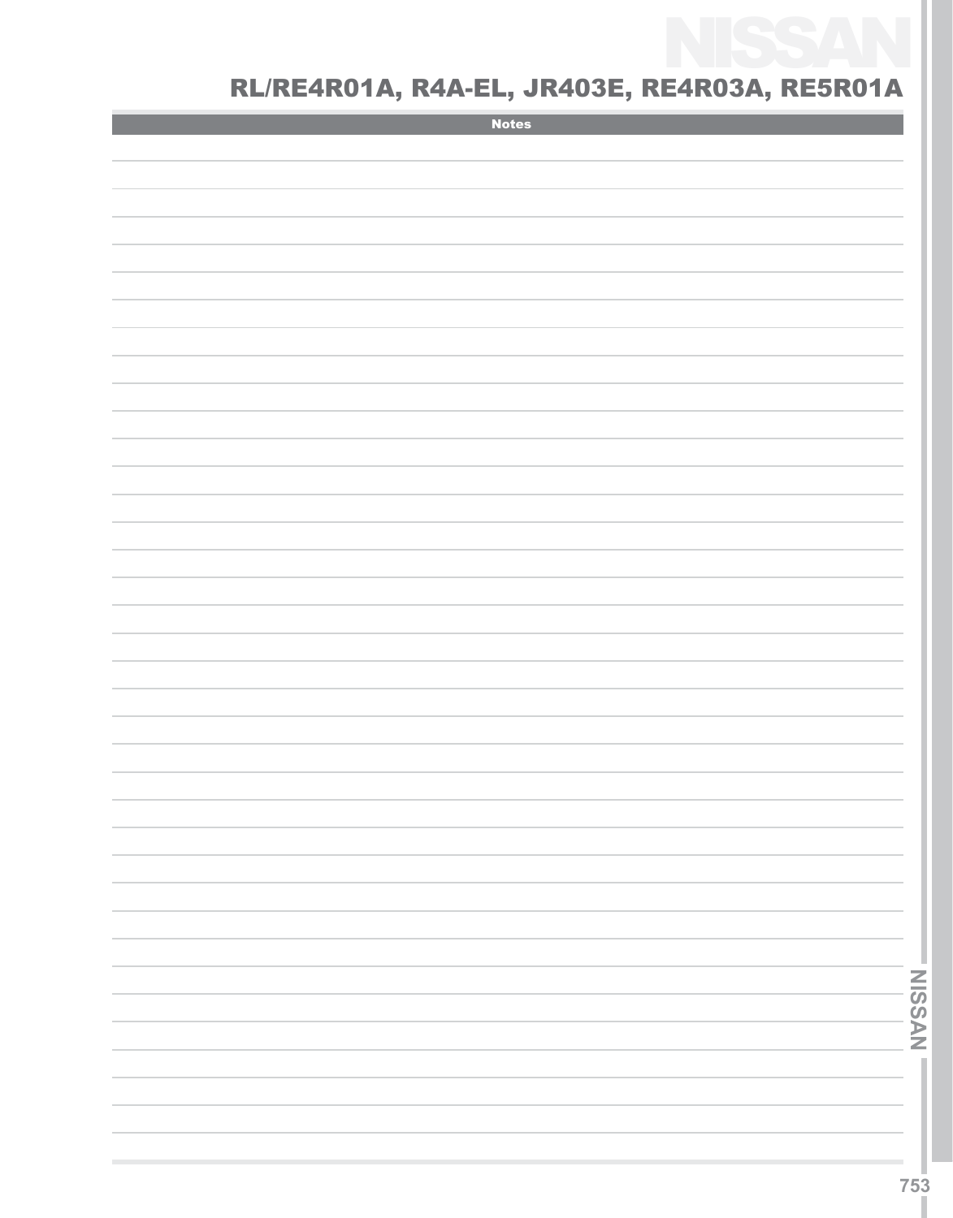## Notes